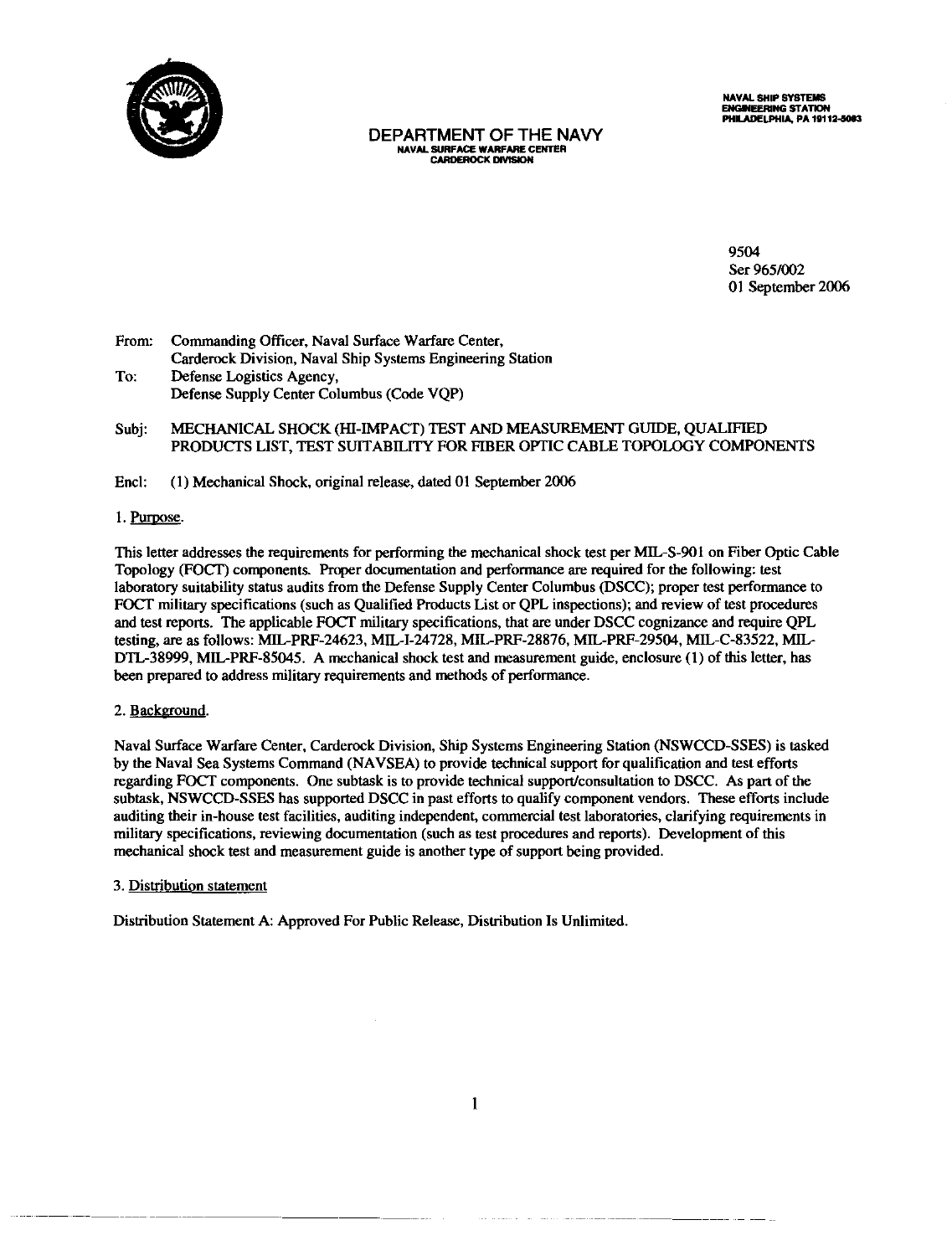NAVAL SHIP SYSTEMS
ENGINEERING STATION
PHILADELPHIA, PA 19112-5083

# DEPARTMENT OF THE NAVY

NAVAL SURFACE WARFARE CENTER
CARDEROCK DIVISION

9504
Ser 965/002
01 September 2006

From: Commanding Officer, Naval Surface Warfare Center, Carderock Division, Naval Ship Systems Engineering Station
To: Defense Logistics Agency, Defense Supply Center Columbus (Code VQP)

Subj: MECHANICAL SHOCK (HI-IMPACT) TEST AND MEASUREMENT GUIDE, QUALIFIED PRODUCTS LIST, TEST SUITABILITY FOR FIBER OPTIC CABLE TOPOLOGY COMPONENTS

Encl: (1) Mechanical Shock, original release, dated 01 September 2006

1. Purpose.

This letter addresses the requirements for performing the mechanical shock test per MIL-S-901 on Fiber Optic Cable Topology (FOCT) components. Proper documentation and performance are required for the following: test laboratory suitability status audits from the Defense Supply Center Columbus (DSCC); proper test performance to FOCT military specifications (such as Qualified Products List or QPL inspections); and review of test procedures and test reports. The applicable FOCT military specifications, that are under DSCC cognizance and require QPL testing, are as follows: MIL-PRF-24623, MIL-I-24728, MIL-PRF-28876, MIL-PRF-29504, MIL-C-83522, MIL-DTL-38999, MIL-PRF-85045. A mechanical shock test and measurement guide, enclosure (1) of this letter, has been prepared to address military requirements and methods of performance.

2. Background.

Naval Surface Warfare Center, Carderock Division, Ship Systems Engineering Station (NSWCCD-SSES) is tasked by the Naval Sea Systems Command (NAVSEA) to provide technical support for qualification and test efforts regarding FOCT components. One subtask is to provide technical support/consultation to DSCC. As part of the subtask, NSWCCD-SSES has supported DSCC in past efforts to qualify component vendors. These efforts include auditing their in-house test facilities, auditing independent, commercial test laboratories, clarifying requirements in military specifications, reviewing documentation (such as test procedures and reports). Development of this mechanical shock test and measurement guide is another type of support being provided.

3. Distribution statement

Distribution Statement A: Approved For Public Release, Distribution Is Unlimited.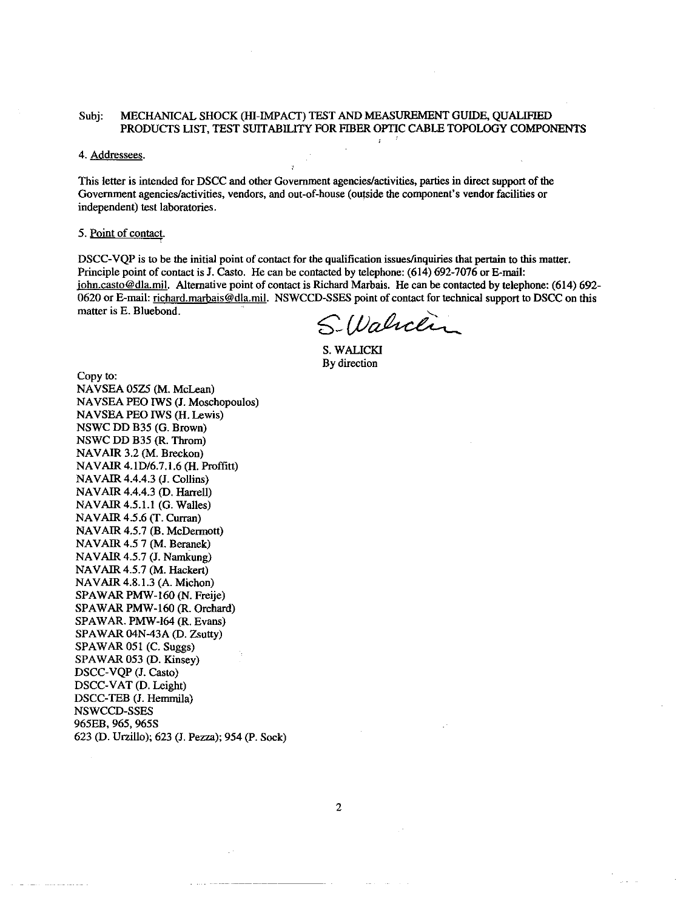Subj: MECHANICAL SHOCK (HI-IMPACT) TEST AND MEASUREMENT GUIDE, QUALIFIED PRODUCTS LIST, TEST SUITABILITY FOR FIBER OPTIC CABLE TOPOLOGY COMPONENTS

4. Addressees.

This letter is intended for DSCC and other Government agencies/activities, parties in direct support of the Government agencies/activities, vendors, and out-of-house (outside the component's vendor facilities or independent) test laboratories.

5. Point of contact.

DSCC-VQP is to be the initial point of contact for the qualification issues/inquiries that pertain to this matter. Principle point of contact is J. Casto. He can be contacted by telephone: (614) 692-7076 or E-mail: john.casto@dla.mil. Alternative point of contact is Richard Marbais. He can be contacted by telephone: (614) 692-0620 or E-mail: richard.marbais@dla.mil. NSWCCD-SSES point of contact for technical support to DSCC on this matter is E. Bluebond.

S. Walicki

S. WALICKI
By direction

Copy to:
NAVSEA 05Z5 (M. McLean)
NAVSEA PEO IWS (J. Moschopoulos)
NAVSEA PEO IWS (H. Lewis)
NSWC DD B35 (G. Brown)
NSWC DD B35 (R. Throm)
NAVAIR 3.2 (M. Breckon)
NAVAIR 4.1D/6.7.1.6 (H. Proffitt)
NAVAIR 4.4.4.3 (J. Collins)
NAVAIR 4.4.4.3 (D. Harrell)
NAVAIR 4.5.1.1 (G. Walles)
NAVAIR 4.5.6 (T. Curran)
NAVAIR 4.5.7 (B. McDermott)
NAVAIR 4.5 7 (M. Beranek)
NAVAIR 4.5.7 (J. Namkung)
NAVAIR 4.5.7 (M. Hackert)
NAVAIR 4.8.1.3 (A. Michon)
SPAWAR PMW-160 (N. Freije)
SPAWAR PMW-160 (R. Orchard)
SPAWAR. PMW-164 (R. Evans)
SPAWAR 04N-43A (D. Zsutty)
SPAWAR 051 (C. Suggs)
SPAWAR 053 (D. Kinsey)
DSCC-VQP (J. Casto)
DSCC-VAT (D. Leight)
DSCC-TEB (J. Hemmila)
NSWCCD-SSES
965EB, 965, 965S
623 (D. Urzillo); 623 (J. Pezza); 954 (P. Sock)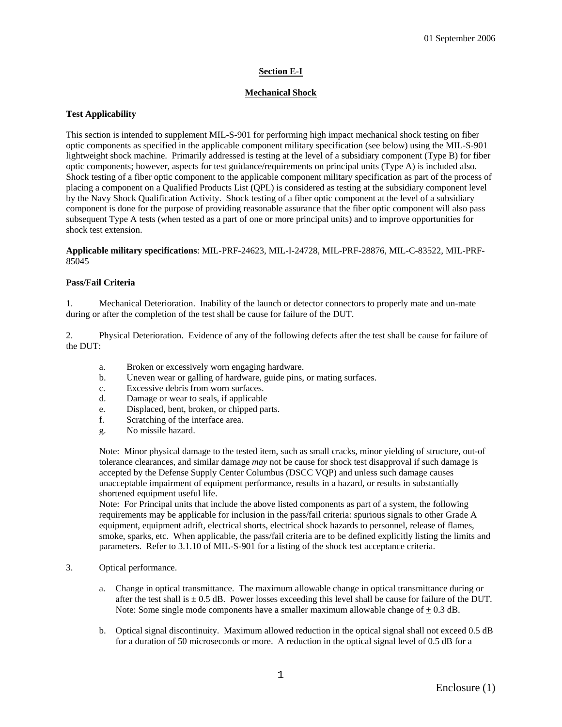01 September 2006

## Section E-I

## Mechanical Shock

**Test Applicability**

This section is intended to supplement MIL-S-901 for performing high impact mechanical shock testing on fiber optic components as specified in the applicable component military specification (see below) using the MIL-S-901 lightweight shock machine. Primarily addressed is testing at the level of a subsidiary component (Type B) for fiber optic components; however, aspects for test guidance/requirements on principal units (Type A) is included also. Shock testing of a fiber optic component to the applicable component military specification as part of the process of placing a component on a Qualified Products List (QPL) is considered as testing at the subsidiary component level by the Navy Shock Qualification Activity. Shock testing of a fiber optic component at the level of a subsidiary component is done for the purpose of providing reasonable assurance that the fiber optic component will also pass subsequent Type A tests (when tested as a part of one or more principal units) and to improve opportunities for shock test extension.

**Applicable military specifications**: MIL-PRF-24623, MIL-I-24728, MIL-PRF-28876, MIL-C-83522, MIL-PRF-85045

**Pass/Fail Criteria**

1. Mechanical Deterioration. Inability of the launch or detector connectors to properly mate and un-mate during or after the completion of the test shall be cause for failure of the DUT.

2. Physical Deterioration. Evidence of any of the following defects after the test shall be cause for failure of the DUT:

   a. Broken or excessively worn engaging hardware.
   b. Uneven wear or galling of hardware, guide pins, or mating surfaces.
   c. Excessive debris from worn surfaces.
   d. Damage or wear to seals, if applicable
   e. Displaced, bent, broken, or chipped parts.
   f. Scratching of the interface area.
   g. No missile hazard.

   Note: Minor physical damage to the tested item, such as small cracks, minor yielding of structure, out-of tolerance clearances, and similar damage *may* not be cause for shock test disapproval if such damage is accepted by the Defense Supply Center Columbus (DSCC VQP) and unless such damage causes unacceptable impairment of equipment performance, results in a hazard, or results in substantially shortened equipment useful life.
   Note: For Principal units that include the above listed components as part of a system, the following requirements may be applicable for inclusion in the pass/fail criteria: spurious signals to other Grade A equipment, equipment adrift, electrical shorts, electrical shock hazards to personnel, release of flames, smoke, sparks, etc. When applicable, the pass/fail criteria are to be defined explicitly listing the limits and parameters. Refer to 3.1.10 of MIL-S-901 for a listing of the shock test acceptance criteria.

3. Optical performance.

   a. Change in optical transmittance. The maximum allowable change in optical transmittance during or after the test shall is ± 0.5 dB. Power losses exceeding this level shall be cause for failure of the DUT. Note: Some single mode components have a smaller maximum allowable change of ± 0.3 dB.

   b. Optical signal discontinuity. Maximum allowed reduction in the optical signal shall not exceed 0.5 dB for a duration of 50 microseconds or more. A reduction in the optical signal level of 0.5 dB for a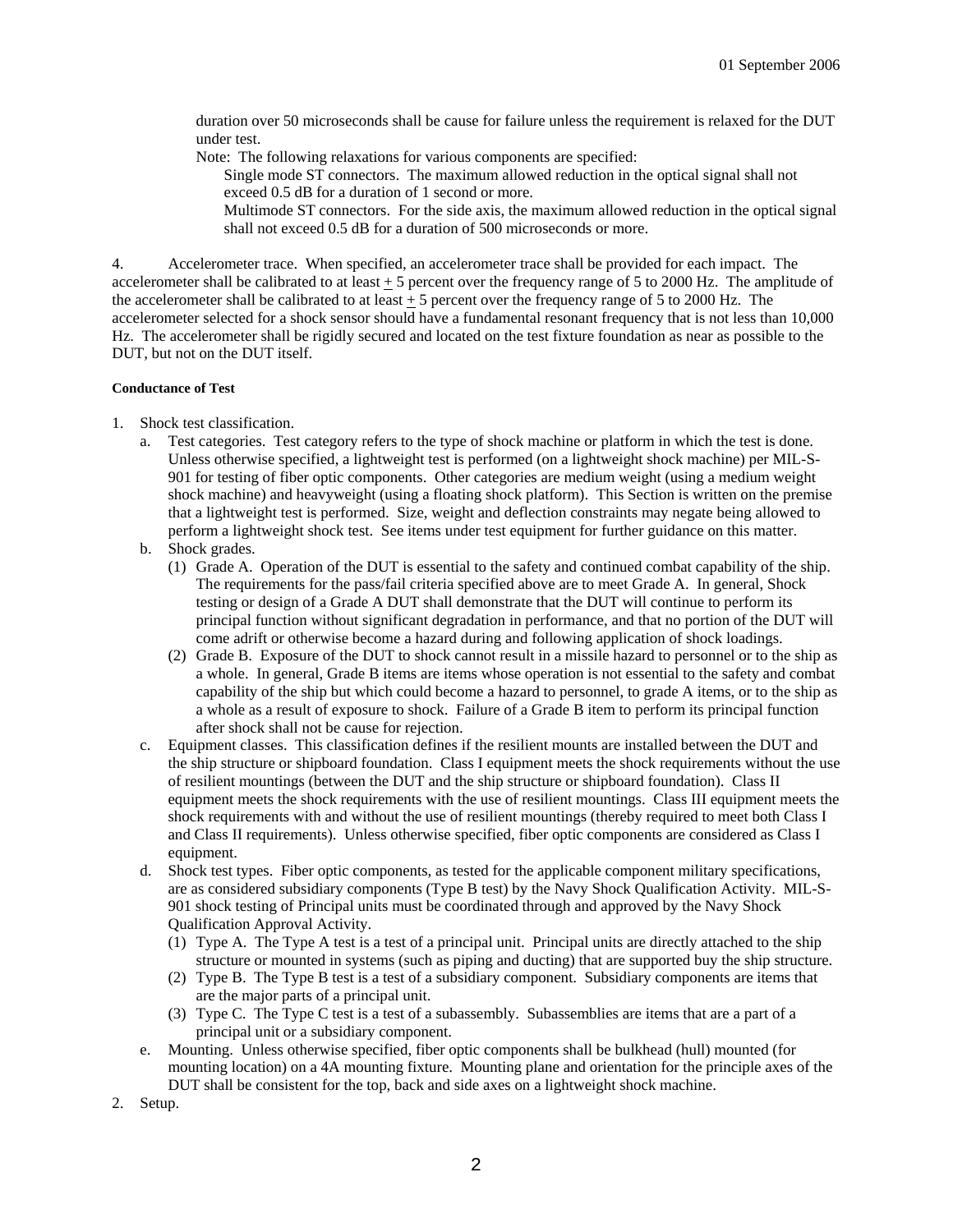duration over 50 microseconds shall be cause for failure unless the requirement is relaxed for the DUT under test.

Note: The following relaxations for various components are specified:

Single mode ST connectors. The maximum allowed reduction in the optical signal shall not exceed 0.5 dB for a duration of 1 second or more.

Multimode ST connectors. For the side axis, the maximum allowed reduction in the optical signal shall not exceed 0.5 dB for a duration of 500 microseconds or more.

4. Accelerometer trace. When specified, an accelerometer trace shall be provided for each impact. The accelerometer shall be calibrated to at least ± 5 percent over the frequency range of 5 to 2000 Hz. The amplitude of the accelerometer shall be calibrated to at least ± 5 percent over the frequency range of 5 to 2000 Hz. The accelerometer selected for a shock sensor should have a fundamental resonant frequency that is not less than 10,000 Hz. The accelerometer shall be rigidly secured and located on the test fixture foundation as near as possible to the DUT, but not on the DUT itself.

**Conductance of Test**

1. Shock test classification.
   a. Test categories. Test category refers to the type of shock machine or platform in which the test is done. Unless otherwise specified, a lightweight test is performed (on a lightweight shock machine) per MIL-S-901 for testing of fiber optic components. Other categories are medium weight (using a medium weight shock machine) and heavyweight (using a floating shock platform). This Section is written on the premise that a lightweight test is performed. Size, weight and deflection constraints may negate being allowed to perform a lightweight shock test. See items under test equipment for further guidance on this matter.
   b. Shock grades.
      (1) Grade A. Operation of the DUT is essential to the safety and continued combat capability of the ship. The requirements for the pass/fail criteria specified above are to meet Grade A. In general, Shock testing or design of a Grade A DUT shall demonstrate that the DUT will continue to perform its principal function without significant degradation in performance, and that no portion of the DUT will come adrift or otherwise become a hazard during and following application of shock loadings.
      (2) Grade B. Exposure of the DUT to shock cannot result in a missile hazard to personnel or to the ship as a whole. In general, Grade B items are items whose operation is not essential to the safety and combat capability of the ship but which could become a hazard to personnel, to grade A items, or to the ship as a whole as a result of exposure to shock. Failure of a Grade B item to perform its principal function after shock shall not be cause for rejection.
   c. Equipment classes. This classification defines if the resilient mounts are installed between the DUT and the ship structure or shipboard foundation. Class I equipment meets the shock requirements without the use of resilient mountings (between the DUT and the ship structure or shipboard foundation). Class II equipment meets the shock requirements with the use of resilient mountings. Class III equipment meets the shock requirements with and without the use of resilient mountings (thereby required to meet both Class I and Class II requirements). Unless otherwise specified, fiber optic components are considered as Class I equipment.
   d. Shock test types. Fiber optic components, as tested for the applicable component military specifications, are as considered subsidiary components (Type B test) by the Navy Shock Qualification Activity. MIL-S-901 shock testing of Principal units must be coordinated through and approved by the Navy Shock Qualification Approval Activity.
      (1) Type A. The Type A test is a test of a principal unit. Principal units are directly attached to the ship structure or mounted in systems (such as piping and ducting) that are supported buy the ship structure.
      (2) Type B. The Type B test is a test of a subsidiary component. Subsidiary components are items that are the major parts of a principal unit.
      (3) Type C. The Type C test is a test of a subassembly. Subassemblies are items that are a part of a principal unit or a subsidiary component.
   e. Mounting. Unless otherwise specified, fiber optic components shall be bulkhead (hull) mounted (for mounting location) on a 4A mounting fixture. Mounting plane and orientation for the principle axes of the DUT shall be consistent for the top, back and side axes on a lightweight shock machine.
2. Setup.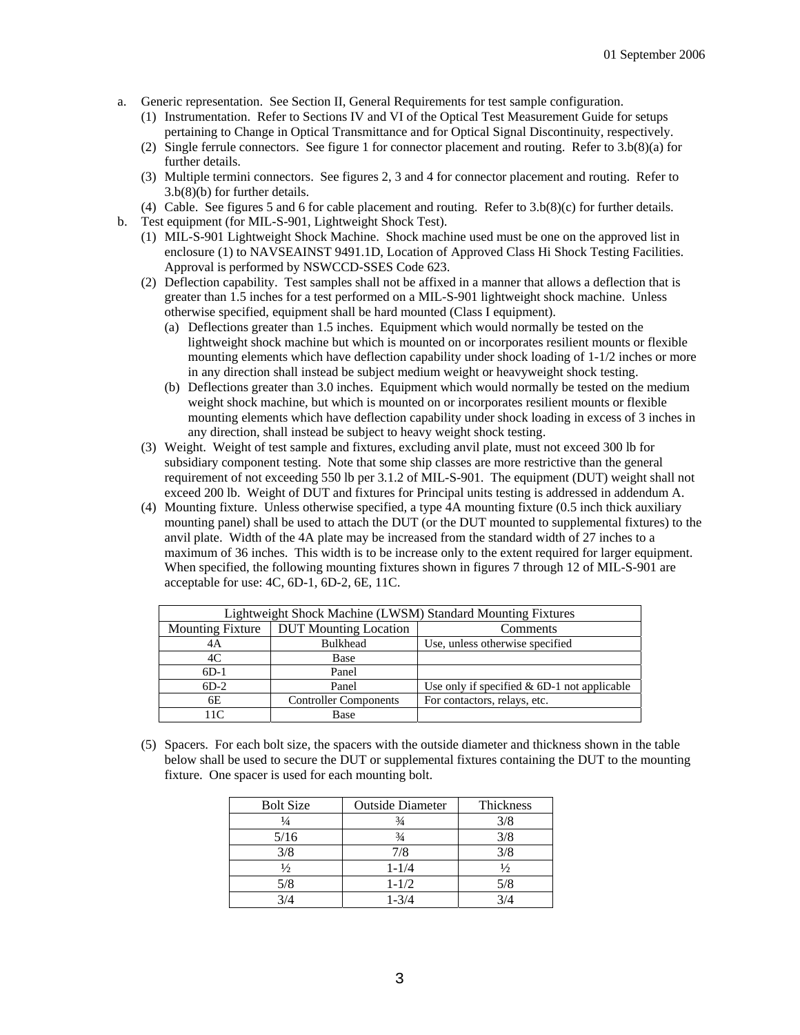a. Generic representation. See Section II, General Requirements for test sample configuration.
   (1) Instrumentation. Refer to Sections IV and VI of the Optical Test Measurement Guide for setups pertaining to Change in Optical Transmittance and for Optical Signal Discontinuity, respectively.
   (2) Single ferrule connectors. See figure 1 for connector placement and routing. Refer to 3.b(8)(a) for further details.
   (3) Multiple termini connectors. See figures 2, 3 and 4 for connector placement and routing. Refer to 3.b(8)(b) for further details.
   (4) Cable. See figures 5 and 6 for cable placement and routing. Refer to 3.b(8)(c) for further details.
b. Test equipment (for MIL-S-901, Lightweight Shock Test).
   (1) MIL-S-901 Lightweight Shock Machine. Shock machine used must be one on the approved list in enclosure (1) to NAVSEAINST 9491.1D, Location of Approved Class Hi Shock Testing Facilities. Approval is performed by NSWCCD-SSES Code 623.
   (2) Deflection capability. Test samples shall not be affixed in a manner that allows a deflection that is greater than 1.5 inches for a test performed on a MIL-S-901 lightweight shock machine. Unless otherwise specified, equipment shall be hard mounted (Class I equipment).
      (a) Deflections greater than 1.5 inches. Equipment which would normally be tested on the lightweight shock machine but which is mounted on or incorporates resilient mounts or flexible mounting elements which have deflection capability under shock loading of 1-1/2 inches or more in any direction shall instead be subject medium weight or heavyweight shock testing.
      (b) Deflections greater than 3.0 inches. Equipment which would normally be tested on the medium weight shock machine, but which is mounted on or incorporates resilient mounts or flexible mounting elements which have deflection capability under shock loading in excess of 3 inches in any direction, shall instead be subject to heavy weight shock testing.
   (3) Weight. Weight of test sample and fixtures, excluding anvil plate, must not exceed 300 lb for subsidiary component testing. Note that some ship classes are more restrictive than the general requirement of not exceeding 550 lb per 3.1.2 of MIL-S-901. The equipment (DUT) weight shall not exceed 200 lb. Weight of DUT and fixtures for Principal units testing is addressed in addendum A.
   (4) Mounting fixture. Unless otherwise specified, a type 4A mounting fixture (0.5 inch thick auxiliary mounting panel) shall be used to attach the DUT (or the DUT mounted to supplemental fixtures) to the anvil plate. Width of the 4A plate may be increased from the standard width of 27 inches to a maximum of 36 inches. This width is to be increase only to the extent required for larger equipment. When specified, the following mounting fixtures shown in figures 7 through 12 of MIL-S-901 are acceptable for use: 4C, 6D-1, 6D-2, 6E, 11C.

| Lightweight Shock Machine (LWSM) Standard Mounting Fixtures | | |
|---|---|---|
| Mounting Fixture | DUT Mounting Location | Comments |
| 4A | Bulkhead | Use, unless otherwise specified |
| 4C | Base | |
| 6D-1 | Panel | |
| 6D-2 | Panel | Use only if specified & 6D-1 not applicable |
| 6E | Controller Components | For contactors, relays, etc. |
| 11C | Base | |

   (5) Spacers. For each bolt size, the spacers with the outside diameter and thickness shown in the table below shall be used to secure the DUT or supplemental fixtures containing the DUT to the mounting fixture. One spacer is used for each mounting bolt.

| Bolt Size | Outside Diameter | Thickness |
|---|---|---|
| ¼ | ¾ | 3/8 |
| 5/16 | ¾ | 3/8 |
| 3/8 | 7/8 | 3/8 |
| ½ | 1-1/4 | ½ |
| 5/8 | 1-1/2 | 5/8 |
| 3/4 | 1-3/4 | 3/4 |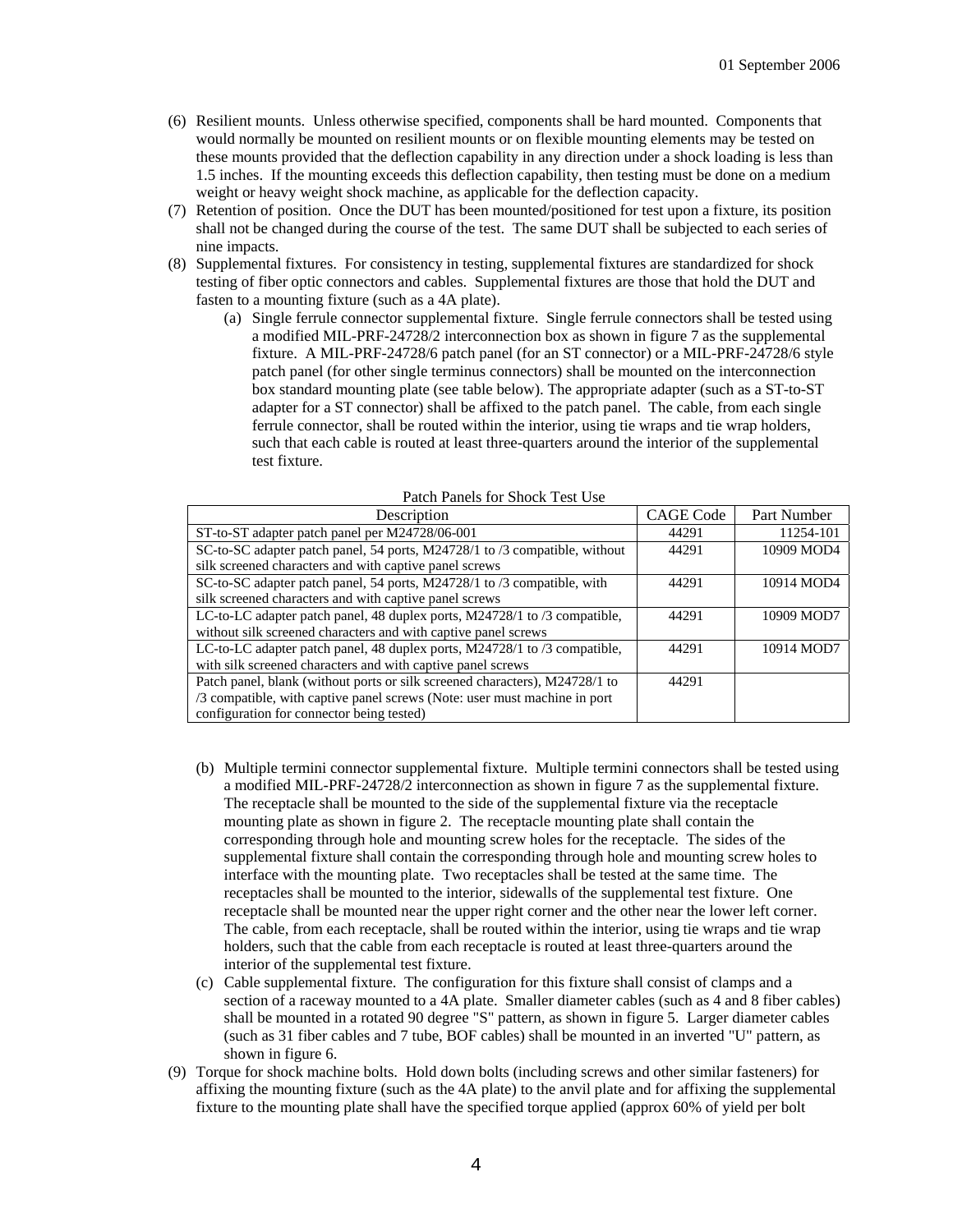(6) Resilient mounts. Unless otherwise specified, components shall be hard mounted. Components that would normally be mounted on resilient mounts or on flexible mounting elements may be tested on these mounts provided that the deflection capability in any direction under a shock loading is less than 1.5 inches. If the mounting exceeds this deflection capability, then testing must be done on a medium weight or heavy weight shock machine, as applicable for the deflection capacity.

(7) Retention of position. Once the DUT has been mounted/positioned for test upon a fixture, its position shall not be changed during the course of the test. The same DUT shall be subjected to each series of nine impacts.

(8) Supplemental fixtures. For consistency in testing, supplemental fixtures are standardized for shock testing of fiber optic connectors and cables. Supplemental fixtures are those that hold the DUT and fasten to a mounting fixture (such as a 4A plate).

   (a) Single ferrule connector supplemental fixture. Single ferrule connectors shall be tested using a modified MIL-PRF-24728/2 interconnection box as shown in figure 7 as the supplemental fixture. A MIL-PRF-24728/6 patch panel (for an ST connector) or a MIL-PRF-24728/6 style patch panel (for other single terminus connectors) shall be mounted on the interconnection box standard mounting plate (see table below). The appropriate adapter (such as a ST-to-ST adapter for a ST connector) shall be affixed to the patch panel. The cable, from each single ferrule connector, shall be routed within the interior, using tie wraps and tie wrap holders, such that each cable is routed at least three-quarters around the interior of the supplemental test fixture.

Patch Panels for Shock Test Use

| Description | CAGE Code | Part Number |
|---|---|---|
| ST-to-ST adapter patch panel per M24728/06-001 | 44291 | 11254-101 |
| SC-to-SC adapter patch panel, 54 ports, M24728/1 to /3 compatible, without silk screened characters and with captive panel screws | 44291 | 10909 MOD4 |
| SC-to-SC adapter patch panel, 54 ports, M24728/1 to /3 compatible, with silk screened characters and with captive panel screws | 44291 | 10914 MOD4 |
| LC-to-LC adapter patch panel, 48 duplex ports, M24728/1 to /3 compatible, without silk screened characters and with captive panel screws | 44291 | 10909 MOD7 |
| LC-to-LC adapter patch panel, 48 duplex ports, M24728/1 to /3 compatible, with silk screened characters and with captive panel screws | 44291 | 10914 MOD7 |
| Patch panel, blank (without ports or silk screened characters), M24728/1 to /3 compatible, with captive panel screws (Note: user must machine in port configuration for connector being tested) | 44291 | |

   (b) Multiple termini connector supplemental fixture. Multiple termini connectors shall be tested using a modified MIL-PRF-24728/2 interconnection as shown in figure 7 as the supplemental fixture. The receptacle shall be mounted to the side of the supplemental fixture via the receptacle mounting plate as shown in figure 2. The receptacle mounting plate shall contain the corresponding through hole and mounting screw holes for the receptacle. The sides of the supplemental fixture shall contain the corresponding through hole and mounting screw holes to interface with the mounting plate. Two receptacles shall be tested at the same time. The receptacles shall be mounted to the interior, sidewalls of the supplemental test fixture. One receptacle shall be mounted near the upper right corner and the other near the lower left corner. The cable, from each receptacle, shall be routed within the interior, using tie wraps and tie wrap holders, such that the cable from each receptacle is routed at least three-quarters around the interior of the supplemental test fixture.

   (c) Cable supplemental fixture. The configuration for this fixture shall consist of clamps and a section of a raceway mounted to a 4A plate. Smaller diameter cables (such as 4 and 8 fiber cables) shall be mounted in a rotated 90 degree "S" pattern, as shown in figure 5. Larger diameter cables (such as 31 fiber cables and 7 tube, BOF cables) shall be mounted in an inverted "U" pattern, as shown in figure 6.

(9) Torque for shock machine bolts. Hold down bolts (including screws and other similar fasteners) for affixing the mounting fixture (such as the 4A plate) to the anvil plate and for affixing the supplemental fixture to the mounting plate shall have the specified torque applied (approx 60% of yield per bolt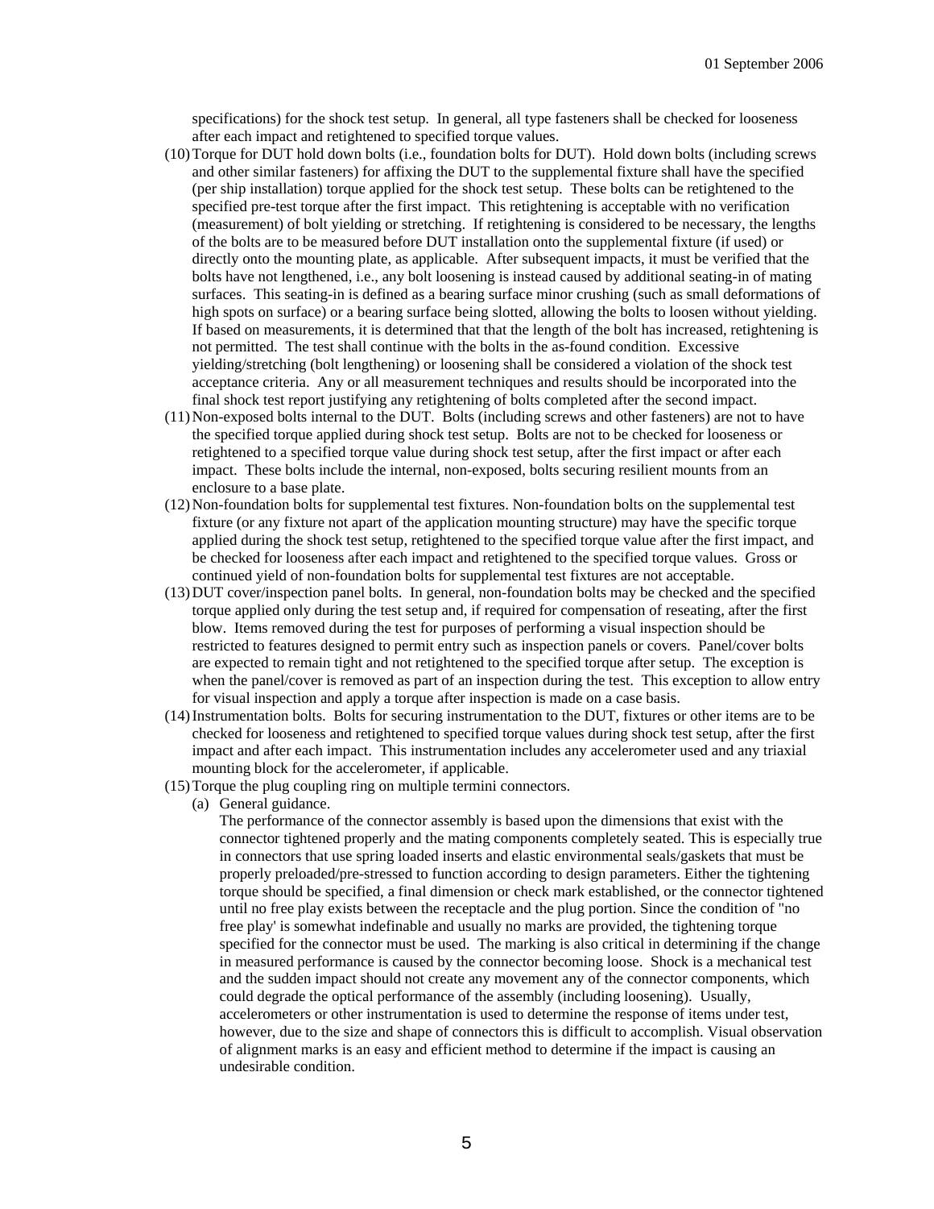specifications) for the shock test setup. In general, all type fasteners shall be checked for looseness after each impact and retightened to specified torque values.

(10) Torque for DUT hold down bolts (i.e., foundation bolts for DUT). Hold down bolts (including screws and other similar fasteners) for affixing the DUT to the supplemental fixture shall have the specified (per ship installation) torque applied for the shock test setup. These bolts can be retightened to the specified pre-test torque after the first impact. This retightening is acceptable with no verification (measurement) of bolt yielding or stretching. If retightening is considered to be necessary, the lengths of the bolts are to be measured before DUT installation onto the supplemental fixture (if used) or directly onto the mounting plate, as applicable. After subsequent impacts, it must be verified that the bolts have not lengthened, i.e., any bolt loosening is instead caused by additional seating-in of mating surfaces. This seating-in is defined as a bearing surface minor crushing (such as small deformations of high spots on surface) or a bearing surface being slotted, allowing the bolts to loosen without yielding. If based on measurements, it is determined that that the length of the bolt has increased, retightening is not permitted. The test shall continue with the bolts in the as-found condition. Excessive yielding/stretching (bolt lengthening) or loosening shall be considered a violation of the shock test acceptance criteria. Any or all measurement techniques and results should be incorporated into the final shock test report justifying any retightening of bolts completed after the second impact.

(11) Non-exposed bolts internal to the DUT. Bolts (including screws and other fasteners) are not to have the specified torque applied during shock test setup. Bolts are not to be checked for looseness or retightened to a specified torque value during shock test setup, after the first impact or after each impact. These bolts include the internal, non-exposed, bolts securing resilient mounts from an enclosure to a base plate.

(12) Non-foundation bolts for supplemental test fixtures. Non-foundation bolts on the supplemental test fixture (or any fixture not apart of the application mounting structure) may have the specific torque applied during the shock test setup, retightened to the specified torque value after the first impact, and be checked for looseness after each impact and retightened to the specified torque values. Gross or continued yield of non-foundation bolts for supplemental test fixtures are not acceptable.

(13) DUT cover/inspection panel bolts. In general, non-foundation bolts may be checked and the specified torque applied only during the test setup and, if required for compensation of reseating, after the first blow. Items removed during the test for purposes of performing a visual inspection should be restricted to features designed to permit entry such as inspection panels or covers. Panel/cover bolts are expected to remain tight and not retightened to the specified torque after setup. The exception is when the panel/cover is removed as part of an inspection during the test. This exception to allow entry for visual inspection and apply a torque after inspection is made on a case basis.

(14) Instrumentation bolts. Bolts for securing instrumentation to the DUT, fixtures or other items are to be checked for looseness and retightened to specified torque values during shock test setup, after the first impact and after each impact. This instrumentation includes any accelerometer used and any triaxial mounting block for the accelerometer, if applicable.

(15) Torque the plug coupling ring on multiple termini connectors.

   (a) General guidance.

   The performance of the connector assembly is based upon the dimensions that exist with the connector tightened properly and the mating components completely seated. This is especially true in connectors that use spring loaded inserts and elastic environmental seals/gaskets that must be properly preloaded/pre-stressed to function according to design parameters. Either the tightening torque should be specified, a final dimension or check mark established, or the connector tightened until no free play exists between the receptacle and the plug portion. Since the condition of "no free play' is somewhat indefinable and usually no marks are provided, the tightening torque specified for the connector must be used. The marking is also critical in determining if the change in measured performance is caused by the connector becoming loose. Shock is a mechanical test and the sudden impact should not create any movement any of the connector components, which could degrade the optical performance of the assembly (including loosening). Usually, accelerometers or other instrumentation is used to determine the response of items under test, however, due to the size and shape of connectors this is difficult to accomplish. Visual observation of alignment marks is an easy and efficient method to determine if the impact is causing an undesirable condition.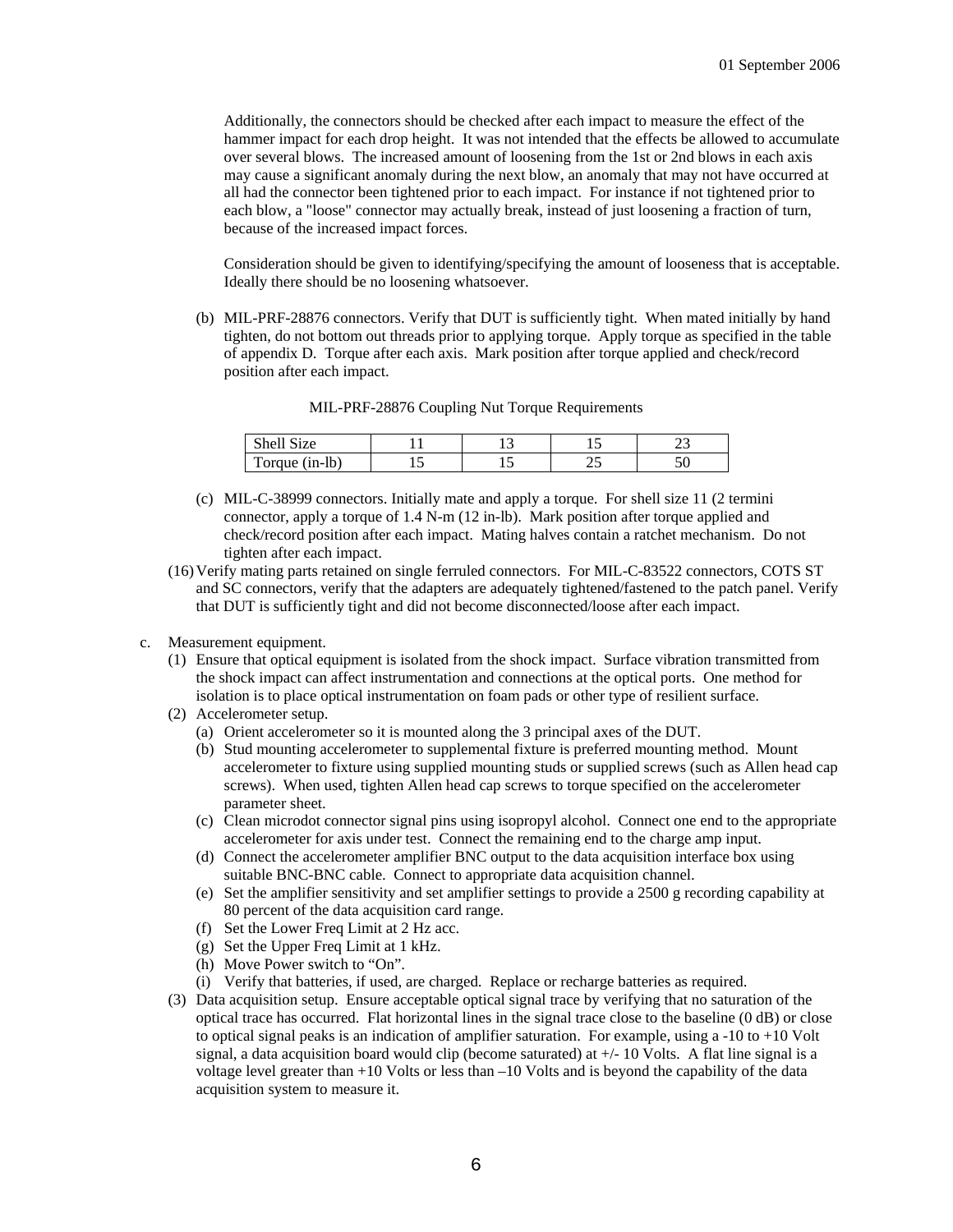Additionally, the connectors should be checked after each impact to measure the effect of the hammer impact for each drop height. It was not intended that the effects be allowed to accumulate over several blows. The increased amount of loosening from the 1st or 2nd blows in each axis may cause a significant anomaly during the next blow, an anomaly that may not have occurred at all had the connector been tightened prior to each impact. For instance if not tightened prior to each blow, a "loose" connector may actually break, instead of just loosening a fraction of turn, because of the increased impact forces.

Consideration should be given to identifying/specifying the amount of looseness that is acceptable. Ideally there should be no loosening whatsoever.

(b) MIL-PRF-28876 connectors. Verify that DUT is sufficiently tight. When mated initially by hand tighten, do not bottom out threads prior to applying torque. Apply torque as specified in the table of appendix D. Torque after each axis. Mark position after torque applied and check/record position after each impact.

MIL-PRF-28876 Coupling Nut Torque Requirements

| Shell Size | 11 | 13 | 15 | 23 |
|---|---|---|---|---|
| Torque (in-lb) | 15 | 15 | 25 | 50 |

(c) MIL-C-38999 connectors. Initially mate and apply a torque. For shell size 11 (2 termini connector, apply a torque of 1.4 N-m (12 in-lb). Mark position after torque applied and check/record position after each impact. Mating halves contain a ratchet mechanism. Do not tighten after each impact.

(16) Verify mating parts retained on single ferruled connectors. For MIL-C-83522 connectors, COTS ST and SC connectors, verify that the adapters are adequately tightened/fastened to the patch panel. Verify that DUT is sufficiently tight and did not become disconnected/loose after each impact.

c. Measurement equipment.

(1) Ensure that optical equipment is isolated from the shock impact. Surface vibration transmitted from the shock impact can affect instrumentation and connections at the optical ports. One method for isolation is to place optical instrumentation on foam pads or other type of resilient surface.

(2) Accelerometer setup.

(a) Orient accelerometer so it is mounted along the 3 principal axes of the DUT.

(b) Stud mounting accelerometer to supplemental fixture is preferred mounting method. Mount accelerometer to fixture using supplied mounting studs or supplied screws (such as Allen head cap screws). When used, tighten Allen head cap screws to torque specified on the accelerometer parameter sheet.

(c) Clean microdot connector signal pins using isopropyl alcohol. Connect one end to the appropriate accelerometer for axis under test. Connect the remaining end to the charge amp input.

(d) Connect the accelerometer amplifier BNC output to the data acquisition interface box using suitable BNC-BNC cable. Connect to appropriate data acquisition channel.

(e) Set the amplifier sensitivity and set amplifier settings to provide a 2500 g recording capability at 80 percent of the data acquisition card range.

(f) Set the Lower Freq Limit at 2 Hz acc.

(g) Set the Upper Freq Limit at 1 kHz.

(h) Move Power switch to "On".

(i) Verify that batteries, if used, are charged. Replace or recharge batteries as required.

(3) Data acquisition setup. Ensure acceptable optical signal trace by verifying that no saturation of the optical trace has occurred. Flat horizontal lines in the signal trace close to the baseline (0 dB) or close to optical signal peaks is an indication of amplifier saturation. For example, using a -10 to +10 Volt signal, a data acquisition board would clip (become saturated) at +/- 10 Volts. A flat line signal is a voltage level greater than +10 Volts or less than –10 Volts and is beyond the capability of the data acquisition system to measure it.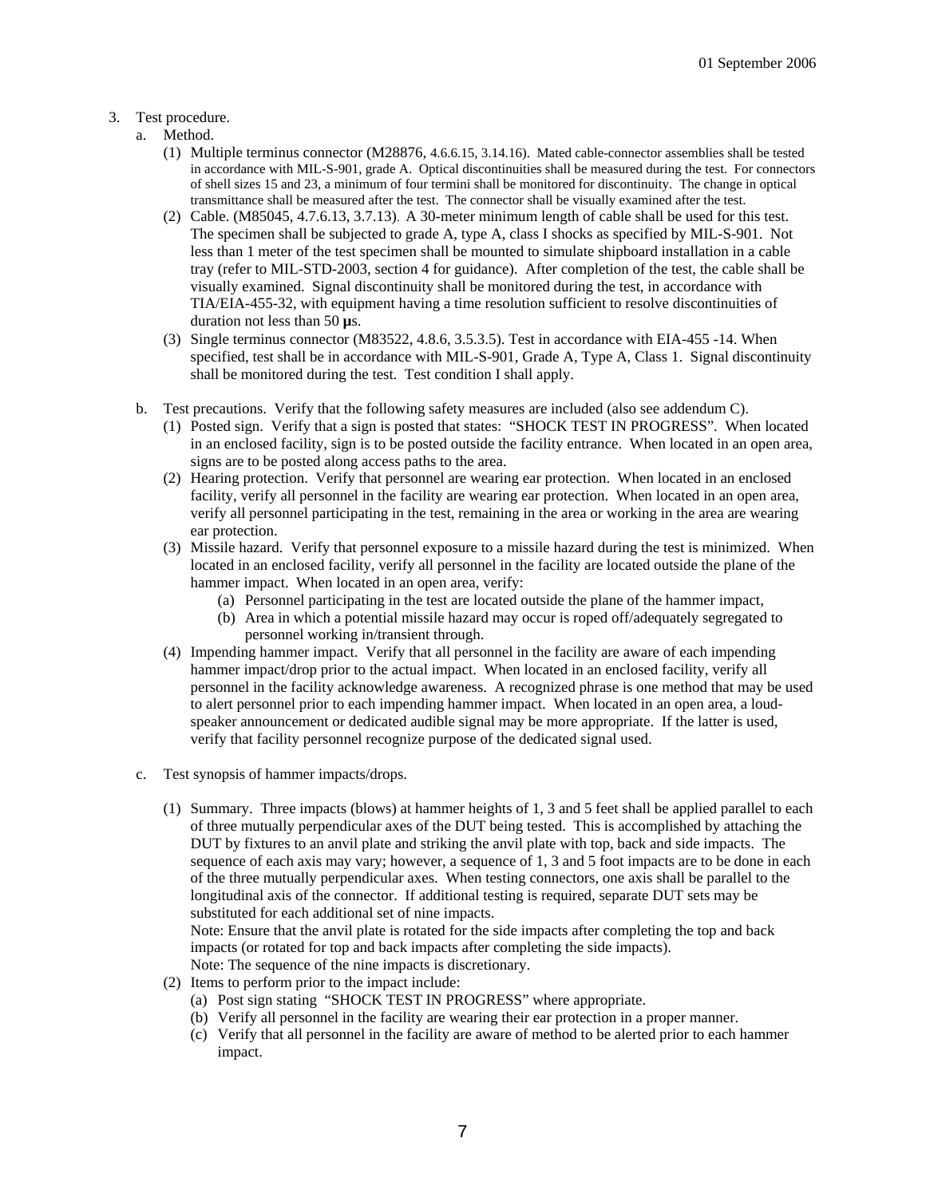3. Test procedure.
   a. Method.
      (1) Multiple terminus connector (M28876, 4.6.6.15, 3.14.16). Mated cable-connector assemblies shall be tested in accordance with MIL-S-901, grade A. Optical discontinuities shall be measured during the test. For connectors of shell sizes 15 and 23, a minimum of four termini shall be monitored for discontinuity. The change in optical transmittance shall be measured after the test. The connector shall be visually examined after the test.
      (2) Cable. (M85045, 4.7.6.13, 3.7.13). A 30-meter minimum length of cable shall be used for this test. The specimen shall be subjected to grade A, type A, class I shocks as specified by MIL-S-901. Not less than 1 meter of the test specimen shall be mounted to simulate shipboard installation in a cable tray (refer to MIL-STD-2003, section 4 for guidance). After completion of the test, the cable shall be visually examined. Signal discontinuity shall be monitored during the test, in accordance with TIA/EIA-455-32, with equipment having a time resolution sufficient to resolve discontinuities of duration not less than 50 μs.
      (3) Single terminus connector (M83522, 4.8.6, 3.5.3.5). Test in accordance with EIA-455 -14. When specified, test shall be in accordance with MIL-S-901, Grade A, Type A, Class 1. Signal discontinuity shall be monitored during the test. Test condition I shall apply.

   b. Test precautions. Verify that the following safety measures are included (also see addendum C).
      (1) Posted sign. Verify that a sign is posted that states: "SHOCK TEST IN PROGRESS". When located in an enclosed facility, sign is to be posted outside the facility entrance. When located in an open area, signs are to be posted along access paths to the area.
      (2) Hearing protection. Verify that personnel are wearing ear protection. When located in an enclosed facility, verify all personnel in the facility are wearing ear protection. When located in an open area, verify all personnel participating in the test, remaining in the area or working in the area are wearing ear protection.
      (3) Missile hazard. Verify that personnel exposure to a missile hazard during the test is minimized. When located in an enclosed facility, verify all personnel in the facility are located outside the plane of the hammer impact. When located in an open area, verify:
         (a) Personnel participating in the test are located outside the plane of the hammer impact,
         (b) Area in which a potential missile hazard may occur is roped off/adequately segregated to personnel working in/transient through.
      (4) Impending hammer impact. Verify that all personnel in the facility are aware of each impending hammer impact/drop prior to the actual impact. When located in an enclosed facility, verify all personnel in the facility acknowledge awareness. A recognized phrase is one method that may be used to alert personnel prior to each impending hammer impact. When located in an open area, a loud-speaker announcement or dedicated audible signal may be more appropriate. If the latter is used, verify that facility personnel recognize purpose of the dedicated signal used.

   c. Test synopsis of hammer impacts/drops.

      (1) Summary. Three impacts (blows) at hammer heights of 1, 3 and 5 feet shall be applied parallel to each of three mutually perpendicular axes of the DUT being tested. This is accomplished by attaching the DUT by fixtures to an anvil plate and striking the anvil plate with top, back and side impacts. The sequence of each axis may vary; however, a sequence of 1, 3 and 5 foot impacts are to be done in each of the three mutually perpendicular axes. When testing connectors, one axis shall be parallel to the longitudinal axis of the connector. If additional testing is required, separate DUT sets may be substituted for each additional set of nine impacts.
      Note: Ensure that the anvil plate is rotated for the side impacts after completing the top and back impacts (or rotated for top and back impacts after completing the side impacts).
      Note: The sequence of the nine impacts is discretionary.
      (2) Items to perform prior to the impact include:
         (a) Post sign stating "SHOCK TEST IN PROGRESS" where appropriate.
         (b) Verify all personnel in the facility are wearing their ear protection in a proper manner.
         (c) Verify that all personnel in the facility are aware of method to be alerted prior to each hammer impact.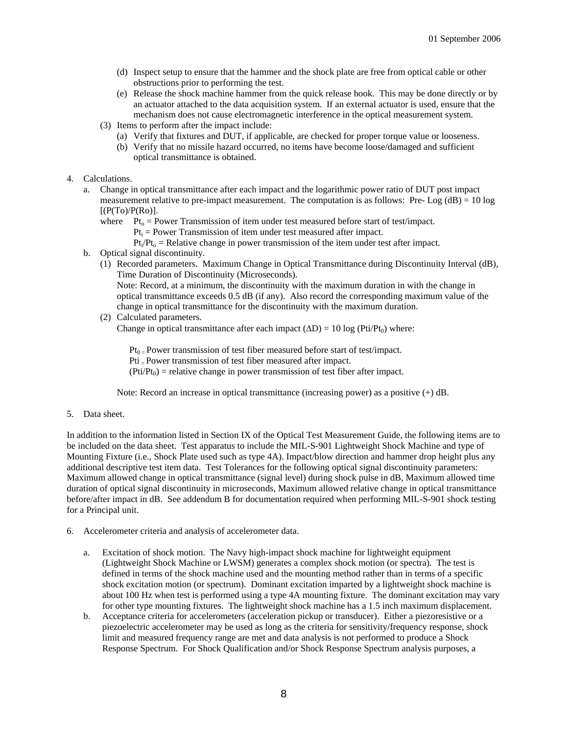(d) Inspect setup to ensure that the hammer and the shock plate are free from optical cable or other obstructions prior to performing the test.

(e) Release the shock machine hammer from the quick release hook. This may be done directly or by an actuator attached to the data acquisition system. If an external actuator is used, ensure that the mechanism does not cause electromagnetic interference in the optical measurement system.

(3) Items to perform after the impact include:

(a) Verify that fixtures and DUT, if applicable, are checked for proper torque value or looseness.

(b) Verify that no missile hazard occurred, no items have become loose/damaged and sufficient optical transmittance is obtained.

4. Calculations.

a. Change in optical transmittance after each impact and the logarithmic power ratio of DUT post impact measurement relative to pre-impact measurement. The computation is as follows: Pre- Log (dB) = 10 log [(P(To)/P(Ro)].

where $Pt_o$ = Power Transmission of item under test measured before start of test/impact.
$Pt_i$ = Power Transmission of item under test measured after impact.
$Pt_i/Pt_o$ = Relative change in power transmission of the item under test after impact.

b. Optical signal discontinuity.

(1) Recorded parameters. Maximum Change in Optical Transmittance during Discontinuity Interval (dB), Time Duration of Discontinuity (Microseconds).
Note: Record, at a minimum, the discontinuity with the maximum duration in with the change in optical transmittance exceeds 0.5 dB (if any). Also record the corresponding maximum value of the change in optical transmittance for the discontinuity with the maximum duration.

(2) Calculated parameters.
Change in optical transmittance after each impact ($\Delta D$) = 10 log ($Pti/Pt_0$) where:

$Pt_0$ = Power transmission of test fiber measured before start of test/impact.
Pti = Power transmission of test fiber measured after impact.
($Pti/Pt_0$) = relative change in power transmission of test fiber after impact.

Note: Record an increase in optical transmittance (increasing power) as a positive (+) dB.

5. Data sheet.

In addition to the information listed in Section IX of the Optical Test Measurement Guide, the following items are to be included on the data sheet. Test apparatus to include the MIL-S-901 Lightweight Shock Machine and type of Mounting Fixture (i.e., Shock Plate used such as type 4A). Impact/blow direction and hammer drop height plus any additional descriptive test item data. Test Tolerances for the following optical signal discontinuity parameters: Maximum allowed change in optical transmittance (signal level) during shock pulse in dB, Maximum allowed time duration of optical signal discontinuity in microseconds, Maximum allowed relative change in optical transmittance before/after impact in dB. See addendum B for documentation required when performing MIL-S-901 shock testing for a Principal unit.

6. Accelerometer criteria and analysis of accelerometer data.

a. Excitation of shock motion. The Navy high-impact shock machine for lightweight equipment (Lightweight Shock Machine or LWSM) generates a complex shock motion (or spectra). The test is defined in terms of the shock machine used and the mounting method rather than in terms of a specific shock excitation motion (or spectrum). Dominant excitation imparted by a lightweight shock machine is about 100 Hz when test is performed using a type 4A mounting fixture. The dominant excitation may vary for other type mounting fixtures. The lightweight shock machine has a 1.5 inch maximum displacement.

b. Acceptance criteria for accelerometers (acceleration pickup or transducer). Either a piezoresistive or a piezoelectric accelerometer may be used as long as the criteria for sensitivity/frequency response, shock limit and measured frequency range are met and data analysis is not performed to produce a Shock Response Spectrum. For Shock Qualification and/or Shock Response Spectrum analysis purposes, a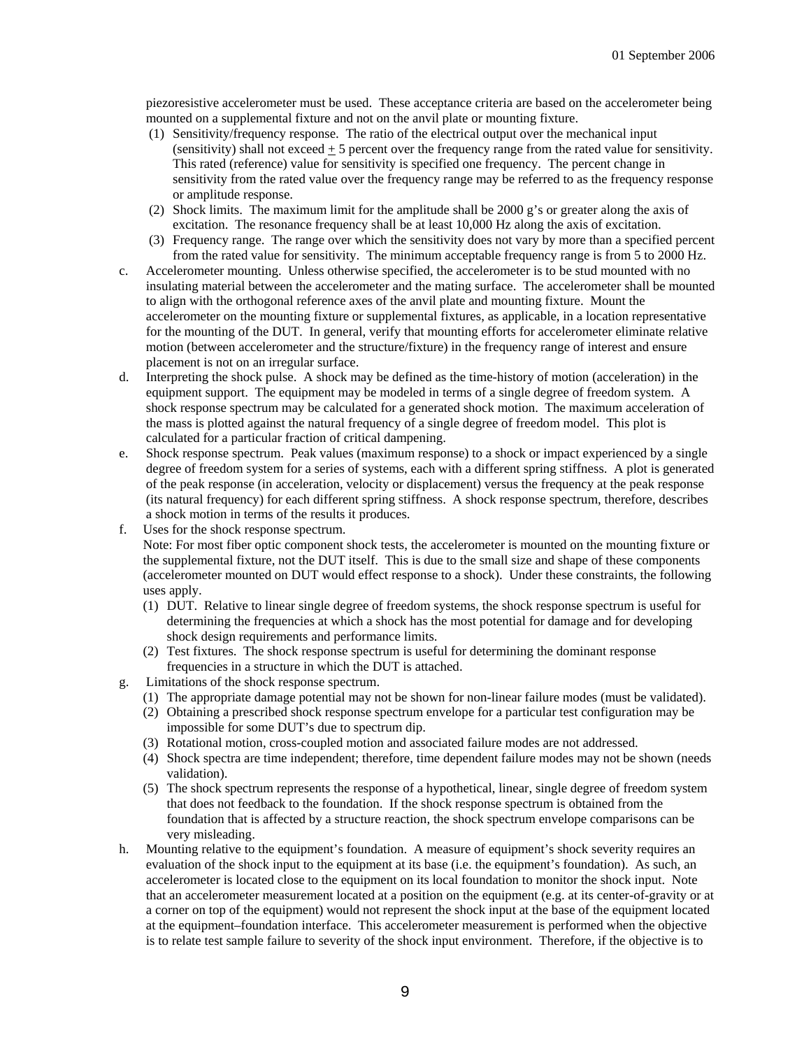piezoresistive accelerometer must be used. These acceptance criteria are based on the accelerometer being mounted on a supplemental fixture and not on the anvil plate or mounting fixture.

(1) Sensitivity/frequency response. The ratio of the electrical output over the mechanical input (sensitivity) shall not exceed ± 5 percent over the frequency range from the rated value for sensitivity. This rated (reference) value for sensitivity is specified one frequency. The percent change in sensitivity from the rated value over the frequency range may be referred to as the frequency response or amplitude response.

(2) Shock limits. The maximum limit for the amplitude shall be 2000 g's or greater along the axis of excitation. The resonance frequency shall be at least 10,000 Hz along the axis of excitation.

(3) Frequency range. The range over which the sensitivity does not vary by more than a specified percent from the rated value for sensitivity. The minimum acceptable frequency range is from 5 to 2000 Hz.

c. Accelerometer mounting. Unless otherwise specified, the accelerometer is to be stud mounted with no insulating material between the accelerometer and the mating surface. The accelerometer shall be mounted to align with the orthogonal reference axes of the anvil plate and mounting fixture. Mount the accelerometer on the mounting fixture or supplemental fixtures, as applicable, in a location representative for the mounting of the DUT. In general, verify that mounting efforts for accelerometer eliminate relative motion (between accelerometer and the structure/fixture) in the frequency range of interest and ensure placement is not on an irregular surface.

d. Interpreting the shock pulse. A shock may be defined as the time-history of motion (acceleration) in the equipment support. The equipment may be modeled in terms of a single degree of freedom system. A shock response spectrum may be calculated for a generated shock motion. The maximum acceleration of the mass is plotted against the natural frequency of a single degree of freedom model. This plot is calculated for a particular fraction of critical dampening.

e. Shock response spectrum. Peak values (maximum response) to a shock or impact experienced by a single degree of freedom system for a series of systems, each with a different spring stiffness. A plot is generated of the peak response (in acceleration, velocity or displacement) versus the frequency at the peak response (its natural frequency) for each different spring stiffness. A shock response spectrum, therefore, describes a shock motion in terms of the results it produces.

f. Uses for the shock response spectrum.
Note: For most fiber optic component shock tests, the accelerometer is mounted on the mounting fixture or the supplemental fixture, not the DUT itself. This is due to the small size and shape of these components (accelerometer mounted on DUT would effect response to a shock). Under these constraints, the following uses apply.

(1) DUT. Relative to linear single degree of freedom systems, the shock response spectrum is useful for determining the frequencies at which a shock has the most potential for damage and for developing shock design requirements and performance limits.

(2) Test fixtures. The shock response spectrum is useful for determining the dominant response frequencies in a structure in which the DUT is attached.

g. Limitations of the shock response spectrum.

(1) The appropriate damage potential may not be shown for non-linear failure modes (must be validated).

(2) Obtaining a prescribed shock response spectrum envelope for a particular test configuration may be impossible for some DUT's due to spectrum dip.

(3) Rotational motion, cross-coupled motion and associated failure modes are not addressed.

(4) Shock spectra are time independent; therefore, time dependent failure modes may not be shown (needs validation).

(5) The shock spectrum represents the response of a hypothetical, linear, single degree of freedom system that does not feedback to the foundation. If the shock response spectrum is obtained from the foundation that is affected by a structure reaction, the shock spectrum envelope comparisons can be very misleading.

h. Mounting relative to the equipment's foundation. A measure of equipment's shock severity requires an evaluation of the shock input to the equipment at its base (i.e. the equipment's foundation). As such, an accelerometer is located close to the equipment on its local foundation to monitor the shock input. Note that an accelerometer measurement located at a position on the equipment (e.g. at its center-of-gravity or at a corner on top of the equipment) would not represent the shock input at the base of the equipment located at the equipment–foundation interface. This accelerometer measurement is performed when the objective is to relate test sample failure to severity of the shock input environment. Therefore, if the objective is to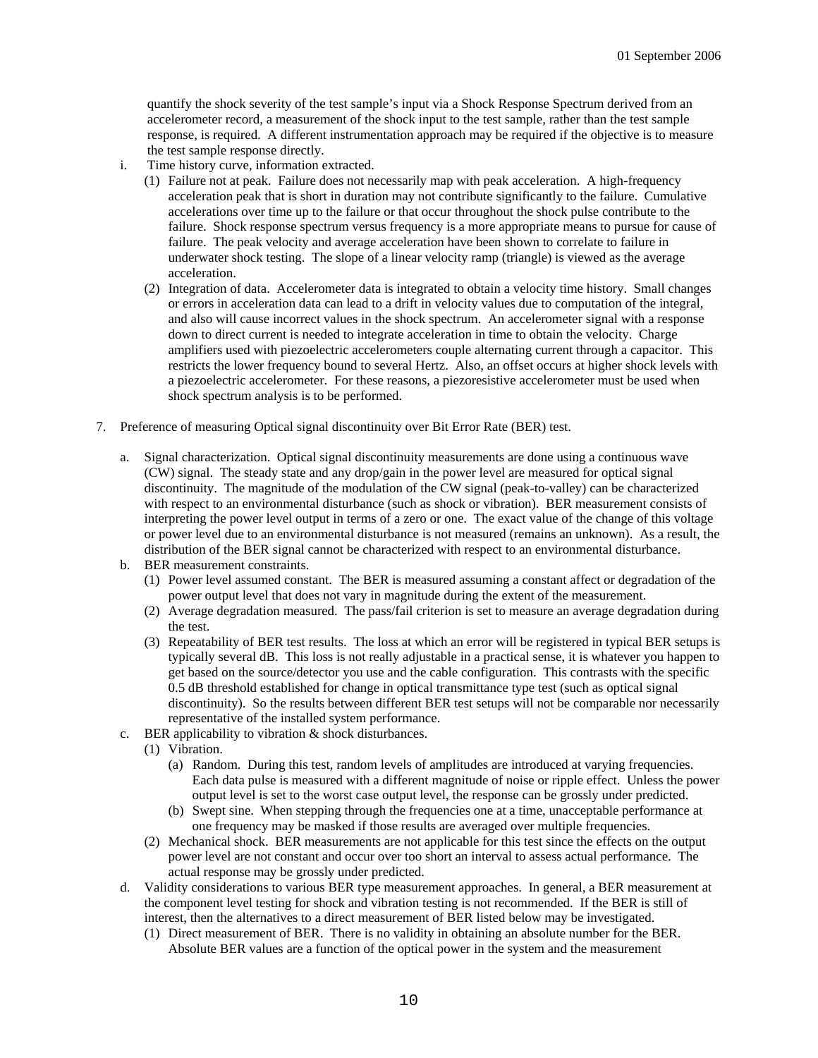quantify the shock severity of the test sample's input via a Shock Response Spectrum derived from an accelerometer record, a measurement of the shock input to the test sample, rather than the test sample response, is required. A different instrumentation approach may be required if the objective is to measure the test sample response directly.

i. Time history curve, information extracted.
   1. (1) Failure not at peak. Failure does not necessarily map with peak acceleration. A high-frequency acceleration peak that is short in duration may not contribute significantly to the failure. Cumulative accelerations over time up to the failure or that occur throughout the shock pulse contribute to the failure. Shock response spectrum versus frequency is a more appropriate means to pursue for cause of failure. The peak velocity and average acceleration have been shown to correlate to failure in underwater shock testing. The slope of a linear velocity ramp (triangle) is viewed as the average acceleration.
   2. (2) Integration of data. Accelerometer data is integrated to obtain a velocity time history. Small changes or errors in acceleration data can lead to a drift in velocity values due to computation of the integral, and also will cause incorrect values in the shock spectrum. An accelerometer signal with a response down to direct current is needed to integrate acceleration in time to obtain the velocity. Charge amplifiers used with piezoelectric accelerometers couple alternating current through a capacitor. This restricts the lower frequency bound to several Hertz. Also, an offset occurs at higher shock levels with a piezoelectric accelerometer. For these reasons, a piezoresistive accelerometer must be used when shock spectrum analysis is to be performed.

7. Preference of measuring Optical signal discontinuity over Bit Error Rate (BER) test.

   a. Signal characterization. Optical signal discontinuity measurements are done using a continuous wave (CW) signal. The steady state and any drop/gain in the power level are measured for optical signal discontinuity. The magnitude of the modulation of the CW signal (peak-to-valley) can be characterized with respect to an environmental disturbance (such as shock or vibration). BER measurement consists of interpreting the power level output in terms of a zero or one. The exact value of the change of this voltage or power level due to an environmental disturbance is not measured (remains an unknown). As a result, the distribution of the BER signal cannot be characterized with respect to an environmental disturbance.

   b. BER measurement constraints.
      1. (1) Power level assumed constant. The BER is measured assuming a constant affect or degradation of the power output level that does not vary in magnitude during the extent of the measurement.
      2. (2) Average degradation measured. The pass/fail criterion is set to measure an average degradation during the test.
      3. (3) Repeatability of BER test results. The loss at which an error will be registered in typical BER setups is typically several dB. This loss is not really adjustable in a practical sense, it is whatever you happen to get based on the source/detector you use and the cable configuration. This contrasts with the specific 0.5 dB threshold established for change in optical transmittance type test (such as optical signal discontinuity). So the results between different BER test setups will not be comparable nor necessarily representative of the installed system performance.

   c. BER applicability to vibration & shock disturbances.
      1. (1) Vibration.
         - (a) Random. During this test, random levels of amplitudes are introduced at varying frequencies. Each data pulse is measured with a different magnitude of noise or ripple effect. Unless the power output level is set to the worst case output level, the response can be grossly under predicted.
         - (b) Swept sine. When stepping through the frequencies one at a time, unacceptable performance at one frequency may be masked if those results are averaged over multiple frequencies.
      2. (2) Mechanical shock. BER measurements are not applicable for this test since the effects on the output power level are not constant and occur over too short an interval to assess actual performance. The actual response may be grossly under predicted.

   d. Validity considerations to various BER type measurement approaches. In general, a BER measurement at the component level testing for shock and vibration testing is not recommended. If the BER is still of interest, then the alternatives to a direct measurement of BER listed below may be investigated.
      1. (1) Direct measurement of BER. There is no validity in obtaining an absolute number for the BER. Absolute BER values are a function of the optical power in the system and the measurement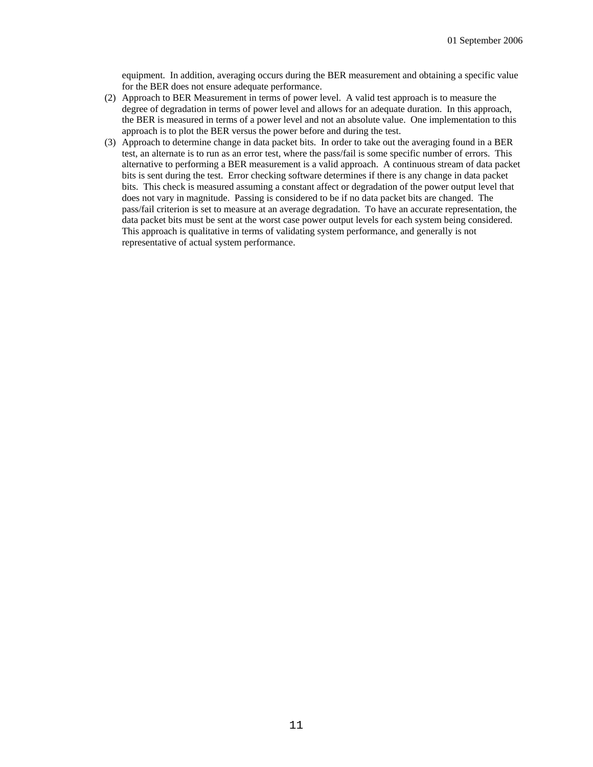equipment. In addition, averaging occurs during the BER measurement and obtaining a specific value for the BER does not ensure adequate performance.

(2) Approach to BER Measurement in terms of power level. A valid test approach is to measure the degree of degradation in terms of power level and allows for an adequate duration. In this approach, the BER is measured in terms of a power level and not an absolute value. One implementation to this approach is to plot the BER versus the power before and during the test.

(3) Approach to determine change in data packet bits. In order to take out the averaging found in a BER test, an alternate is to run as an error test, where the pass/fail is some specific number of errors. This alternative to performing a BER measurement is a valid approach. A continuous stream of data packet bits is sent during the test. Error checking software determines if there is any change in data packet bits. This check is measured assuming a constant affect or degradation of the power output level that does not vary in magnitude. Passing is considered to be if no data packet bits are changed. The pass/fail criterion is set to measure at an average degradation. To have an accurate representation, the data packet bits must be sent at the worst case power output levels for each system being considered. This approach is qualitative in terms of validating system performance, and generally is not representative of actual system performance.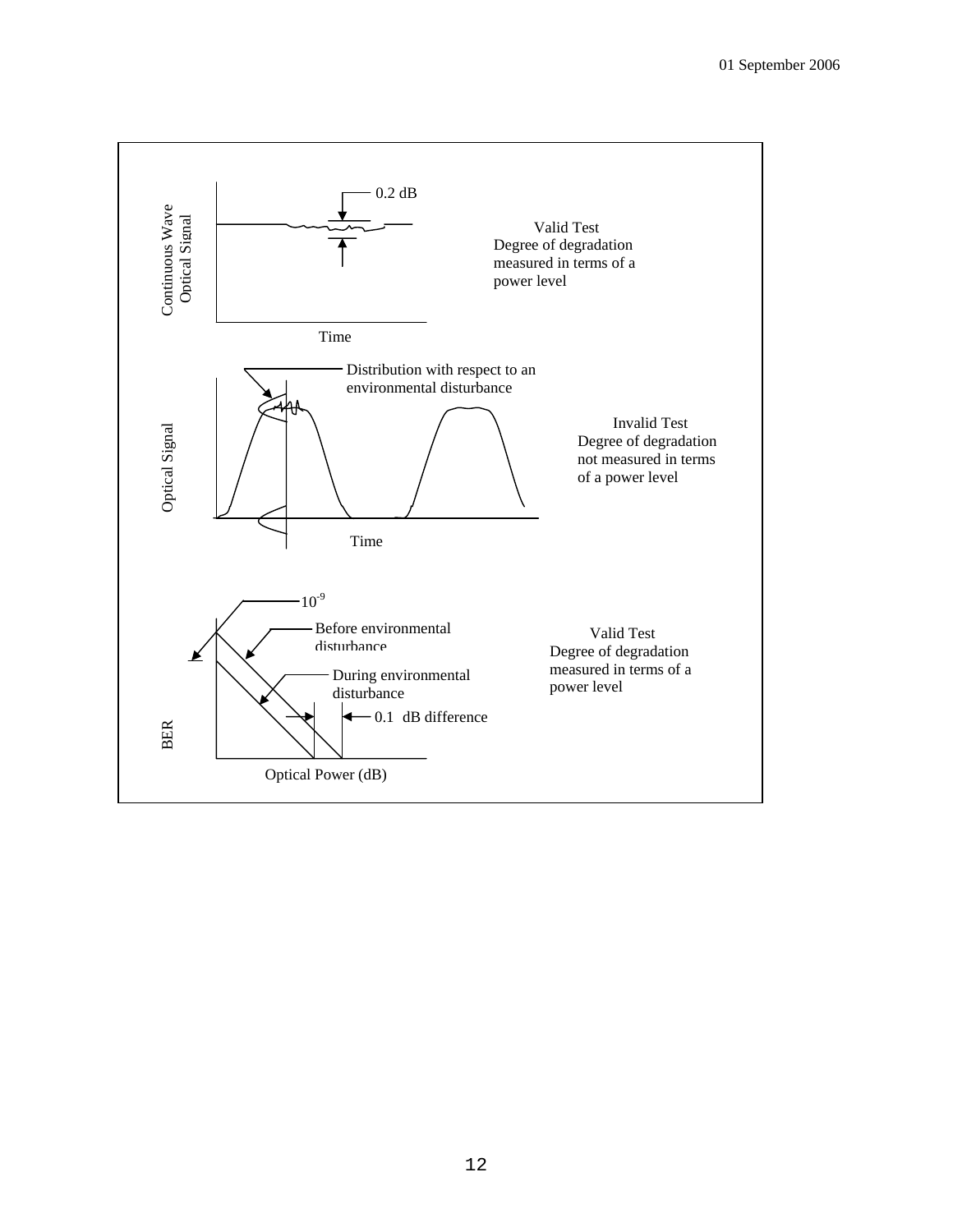0.2 dB

Continuous Wave Optical Signal

Time

Valid Test
Degree of degradation measured in terms of a power level

Distribution with respect to an environmental disturbance

Optical Signal

Time

Invalid Test
Degree of degradation not measured in terms of a power level

$10^{-9}$

Before environmental disturbance

During environmental disturbance

0.1 dB difference

BER

Optical Power (dB)

Valid Test
Degree of degradation measured in terms of a power level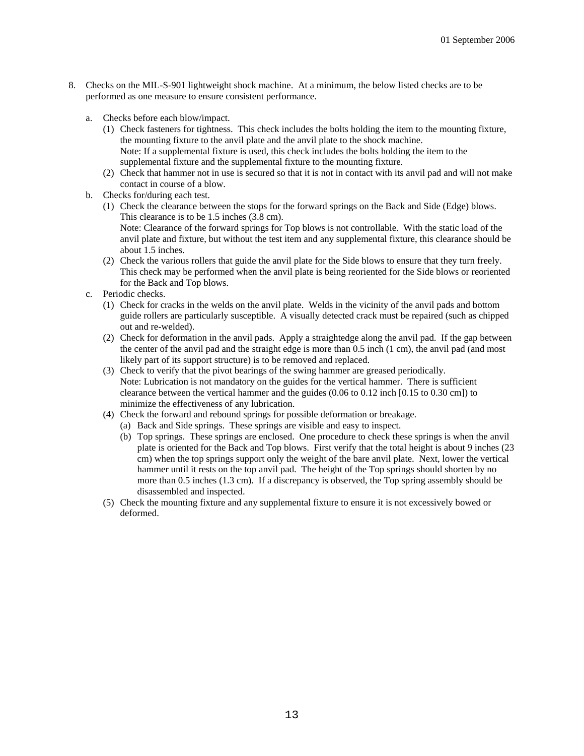8. Checks on the MIL-S-901 lightweight shock machine. At a minimum, the below listed checks are to be performed as one measure to ensure consistent performance.

   a. Checks before each blow/impact.

      (1) Check fasteners for tightness. This check includes the bolts holding the item to the mounting fixture, the mounting fixture to the anvil plate and the anvil plate to the shock machine.
      Note: If a supplemental fixture is used, this check includes the bolts holding the item to the supplemental fixture and the supplemental fixture to the mounting fixture.

      (2) Check that hammer not in use is secured so that it is not in contact with its anvil pad and will not make contact in course of a blow.

   b. Checks for/during each test.

      (1) Check the clearance between the stops for the forward springs on the Back and Side (Edge) blows. This clearance is to be 1.5 inches (3.8 cm).
      Note: Clearance of the forward springs for Top blows is not controllable. With the static load of the anvil plate and fixture, but without the test item and any supplemental fixture, this clearance should be about 1.5 inches.

      (2) Check the various rollers that guide the anvil plate for the Side blows to ensure that they turn freely. This check may be performed when the anvil plate is being reoriented for the Side blows or reoriented for the Back and Top blows.

   c. Periodic checks.

      (1) Check for cracks in the welds on the anvil plate. Welds in the vicinity of the anvil pads and bottom guide rollers are particularly susceptible. A visually detected crack must be repaired (such as chipped out and re-welded).

      (2) Check for deformation in the anvil pads. Apply a straightedge along the anvil pad. If the gap between the center of the anvil pad and the straight edge is more than 0.5 inch (1 cm), the anvil pad (and most likely part of its support structure) is to be removed and replaced.

      (3) Check to verify that the pivot bearings of the swing hammer are greased periodically.
      Note: Lubrication is not mandatory on the guides for the vertical hammer. There is sufficient clearance between the vertical hammer and the guides (0.06 to 0.12 inch [0.15 to 0.30 cm]) to minimize the effectiveness of any lubrication.

      (4) Check the forward and rebound springs for possible deformation or breakage.

         (a) Back and Side springs. These springs are visible and easy to inspect.

         (b) Top springs. These springs are enclosed. One procedure to check these springs is when the anvil plate is oriented for the Back and Top blows. First verify that the total height is about 9 inches (23 cm) when the top springs support only the weight of the bare anvil plate. Next, lower the vertical hammer until it rests on the top anvil pad. The height of the Top springs should shorten by no more than 0.5 inches (1.3 cm). If a discrepancy is observed, the Top spring assembly should be disassembled and inspected.

      (5) Check the mounting fixture and any supplemental fixture to ensure it is not excessively bowed or deformed.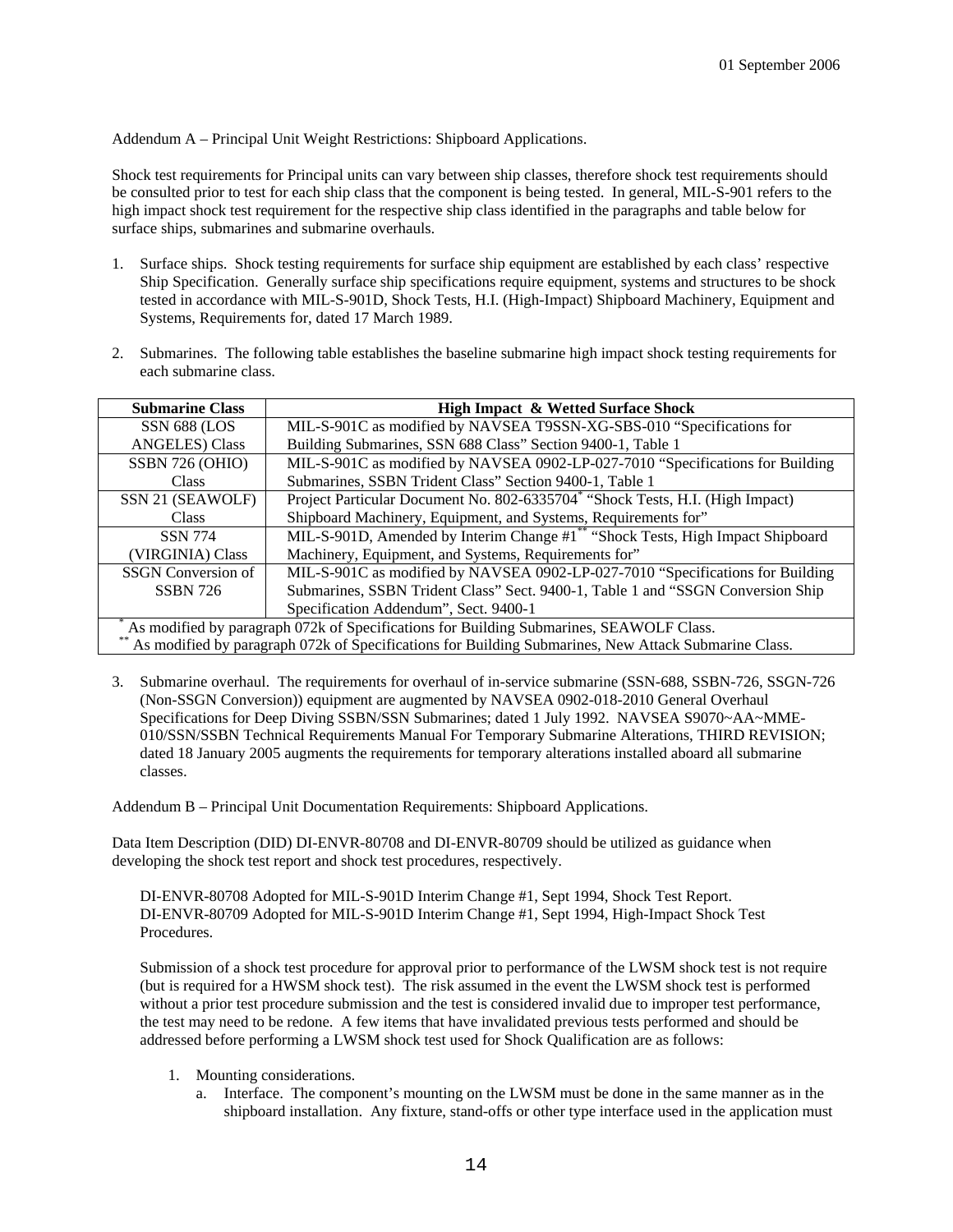01 September 2006

Addendum A – Principal Unit Weight Restrictions: Shipboard Applications.

Shock test requirements for Principal units can vary between ship classes, therefore shock test requirements should be consulted prior to test for each ship class that the component is being tested. In general, MIL-S-901 refers to the high impact shock test requirement for the respective ship class identified in the paragraphs and table below for surface ships, submarines and submarine overhauls.

1. Surface ships. Shock testing requirements for surface ship equipment are established by each class' respective Ship Specification. Generally surface ship specifications require equipment, systems and structures to be shock tested in accordance with MIL-S-901D, Shock Tests, H.I. (High-Impact) Shipboard Machinery, Equipment and Systems, Requirements for, dated 17 March 1989.

2. Submarines. The following table establishes the baseline submarine high impact shock testing requirements for each submarine class.

| Submarine Class | High Impact & Wetted Surface Shock |
|---|---|
| SSN 688 (LOS ANGELES) Class | MIL-S-901C as modified by NAVSEA T9SSN-XG-SBS-010 "Specifications for Building Submarines, SSN 688 Class" Section 9400-1, Table 1 |
| SSBN 726 (OHIO) Class | MIL-S-901C as modified by NAVSEA 0902-LP-027-7010 "Specifications for Building Submarines, SSBN Trident Class" Section 9400-1, Table 1 |
| SSN 21 (SEAWOLF) Class | Project Particular Document No. 802-6335704* "Shock Tests, H.I. (High Impact) Shipboard Machinery, Equipment, and Systems, Requirements for" |
| SSN 774 (VIRGINIA) Class | MIL-S-901D, Amended by Interim Change #1** "Shock Tests, High Impact Shipboard Machinery, Equipment, and Systems, Requirements for" |
| SSGN Conversion of SSBN 726 | MIL-S-901C as modified by NAVSEA 0902-LP-027-7010 "Specifications for Building Submarines, SSBN Trident Class" Sect. 9400-1, Table 1 and "SSGN Conversion Ship Specification Addendum", Sect. 9400-1 |

\* As modified by paragraph 072k of Specifications for Building Submarines, SEAWOLF Class.
\** As modified by paragraph 072k of Specifications for Building Submarines, New Attack Submarine Class.

3. Submarine overhaul. The requirements for overhaul of in-service submarine (SSN-688, SSBN-726, SSGN-726 (Non-SSGN Conversion)) equipment are augmented by NAVSEA 0902-018-2010 General Overhaul Specifications for Deep Diving SSBN/SSN Submarines; dated 1 July 1992. NAVSEA S9070~AA~MME-010/SSN/SSBN Technical Requirements Manual For Temporary Submarine Alterations, THIRD REVISION; dated 18 January 2005 augments the requirements for temporary alterations installed aboard all submarine classes.

Addendum B – Principal Unit Documentation Requirements: Shipboard Applications.

Data Item Description (DID) DI-ENVR-80708 and DI-ENVR-80709 should be utilized as guidance when developing the shock test report and shock test procedures, respectively.

DI-ENVR-80708 Adopted for MIL-S-901D Interim Change #1, Sept 1994, Shock Test Report.
DI-ENVR-80709 Adopted for MIL-S-901D Interim Change #1, Sept 1994, High-Impact Shock Test Procedures.

Submission of a shock test procedure for approval prior to performance of the LWSM shock test is not require (but is required for a HWSM shock test). The risk assumed in the event the LWSM shock test is performed without a prior test procedure submission and the test is considered invalid due to improper test performance, the test may need to be redone. A few items that have invalidated previous tests performed and should be addressed before performing a LWSM shock test used for Shock Qualification are as follows:

1. Mounting considerations.
   a. Interface. The component's mounting on the LWSM must be done in the same manner as in the shipboard installation. Any fixture, stand-offs or other type interface used in the application must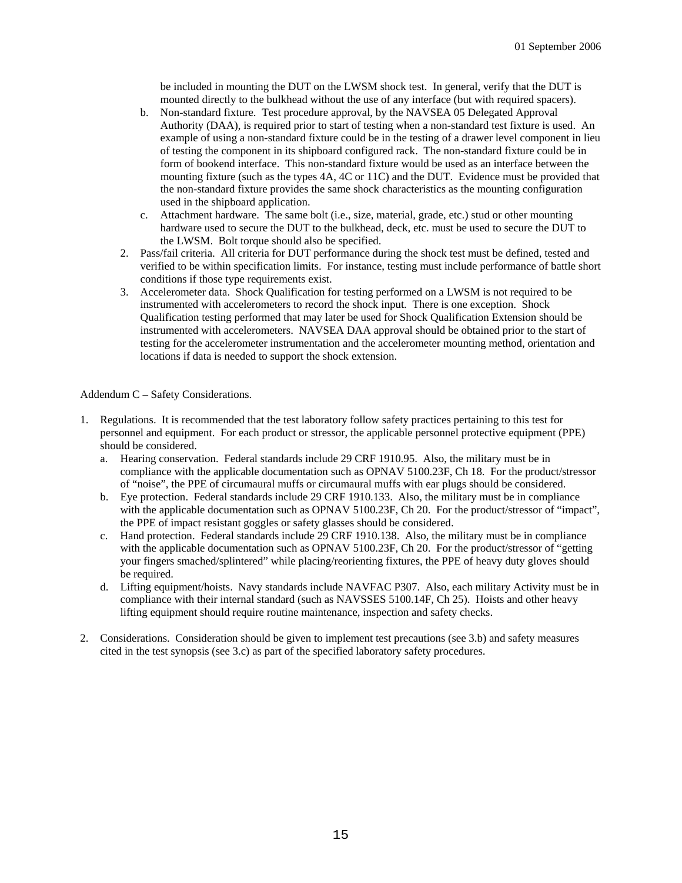be included in mounting the DUT on the LWSM shock test. In general, verify that the DUT is mounted directly to the bulkhead without the use of any interface (but with required spacers).

   b. Non-standard fixture. Test procedure approval, by the NAVSEA 05 Delegated Approval Authority (DAA), is required prior to start of testing when a non-standard test fixture is used. An example of using a non-standard fixture could be in the testing of a drawer level component in lieu of testing the component in its shipboard configured rack. The non-standard fixture could be in form of bookend interface. This non-standard fixture would be used as an interface between the mounting fixture (such as the types 4A, 4C or 11C) and the DUT. Evidence must be provided that the non-standard fixture provides the same shock characteristics as the mounting configuration used in the shipboard application.
   c. Attachment hardware. The same bolt (i.e., size, material, grade, etc.) stud or other mounting hardware used to secure the DUT to the bulkhead, deck, etc. must be used to secure the DUT to the LWSM. Bolt torque should also be specified.

2. Pass/fail criteria. All criteria for DUT performance during the shock test must be defined, tested and verified to be within specification limits. For instance, testing must include performance of battle short conditions if those type requirements exist.
3. Accelerometer data. Shock Qualification for testing performed on a LWSM is not required to be instrumented with accelerometers to record the shock input. There is one exception. Shock Qualification testing performed that may later be used for Shock Qualification Extension should be instrumented with accelerometers. NAVSEA DAA approval should be obtained prior to the start of testing for the accelerometer instrumentation and the accelerometer mounting method, orientation and locations if data is needed to support the shock extension.

Addendum C – Safety Considerations.

1. Regulations. It is recommended that the test laboratory follow safety practices pertaining to this test for personnel and equipment. For each product or stressor, the applicable personnel protective equipment (PPE) should be considered.
   a. Hearing conservation. Federal standards include 29 CRF 1910.95. Also, the military must be in compliance with the applicable documentation such as OPNAV 5100.23F, Ch 18. For the product/stressor of "noise", the PPE of circumaural muffs or circumaural muffs with ear plugs should be considered.
   b. Eye protection. Federal standards include 29 CRF 1910.133. Also, the military must be in compliance with the applicable documentation such as OPNAV 5100.23F, Ch 20. For the product/stressor of "impact", the PPE of impact resistant goggles or safety glasses should be considered.
   c. Hand protection. Federal standards include 29 CRF 1910.138. Also, the military must be in compliance with the applicable documentation such as OPNAV 5100.23F, Ch 20. For the product/stressor of "getting your fingers smached/splintered" while placing/reorienting fixtures, the PPE of heavy duty gloves should be required.
   d. Lifting equipment/hoists. Navy standards include NAVFAC P307. Also, each military Activity must be in compliance with their internal standard (such as NAVSSES 5100.14F, Ch 25). Hoists and other heavy lifting equipment should require routine maintenance, inspection and safety checks.

2. Considerations. Consideration should be given to implement test precautions (see 3.b) and safety measures cited in the test synopsis (see 3.c) as part of the specified laboratory safety procedures.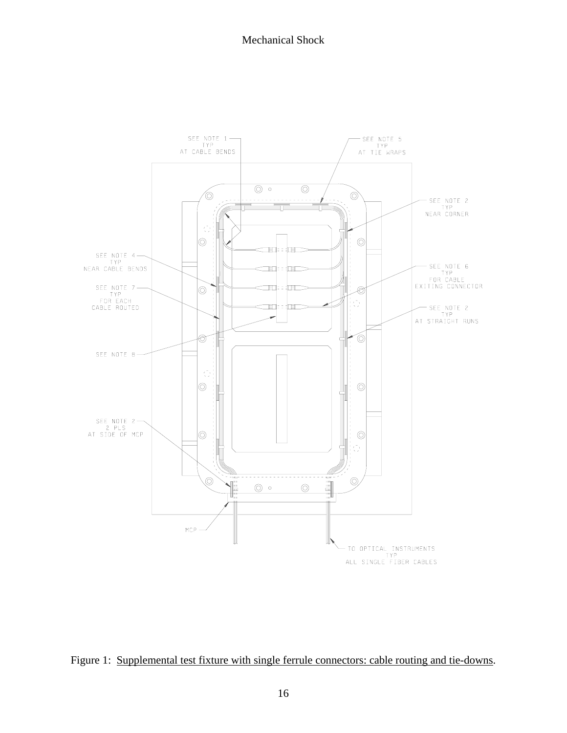SEE NOTE 1
TYP
AT CABLE BENDS

SEE NOTE 5
TYP
AT TIE WRAPS

SEE NOTE 2
TYP
NEAR CORNER

SEE NOTE 4
TYP
NEAR CABLE BENDS

SEE NOTE 6
TYP
FOR CABLE
EXITING CONNECTOR

SEE NOTE 7
TYP
FOR EACH
CABLE ROUTED

SEE NOTE 2
TYP
AT STRAIGHT RUNS

SEE NOTE 8

SEE NOTE 2
2 PLS
AT SIDE OF MCP

MCP

TO OPTICAL INSTRUMENTS
TYP
ALL SINGLE FIBER CABLES

Figure 1: Supplemental test fixture with single ferrule connectors: cable routing and tie-downs.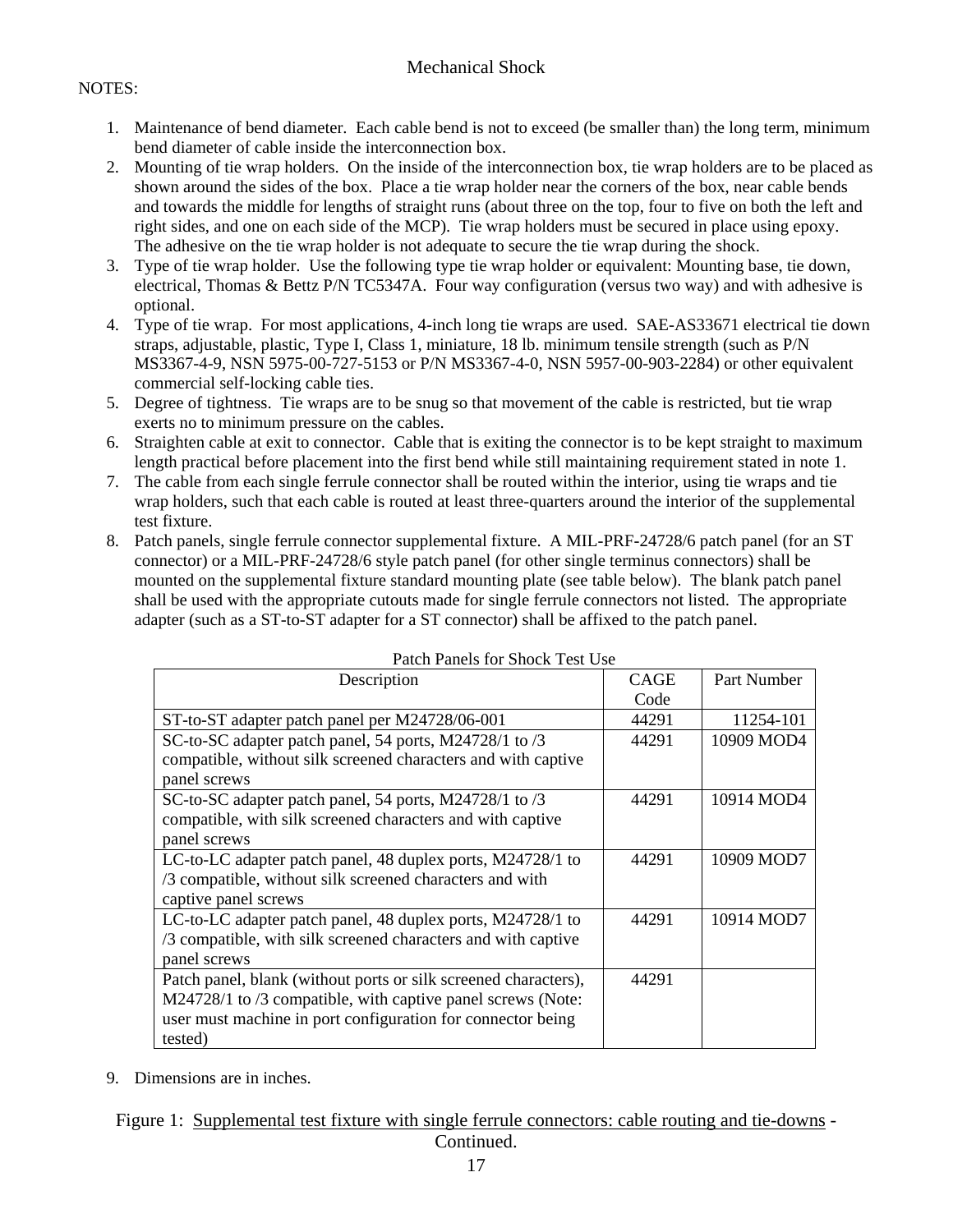Mechanical Shock

NOTES:

1. Maintenance of bend diameter. Each cable bend is not to exceed (be smaller than) the long term, minimum bend diameter of cable inside the interconnection box.
2. Mounting of tie wrap holders. On the inside of the interconnection box, tie wrap holders are to be placed as shown around the sides of the box. Place a tie wrap holder near the corners of the box, near cable bends and towards the middle for lengths of straight runs (about three on the top, four to five on both the left and right sides, and one on each side of the MCP). Tie wrap holders must be secured in place using epoxy. The adhesive on the tie wrap holder is not adequate to secure the tie wrap during the shock.
3. Type of tie wrap holder. Use the following type tie wrap holder or equivalent: Mounting base, tie down, electrical, Thomas & Bettz P/N TC5347A. Four way configuration (versus two way) and with adhesive is optional.
4. Type of tie wrap. For most applications, 4-inch long tie wraps are used. SAE-AS33671 electrical tie down straps, adjustable, plastic, Type I, Class 1, miniature, 18 lb. minimum tensile strength (such as P/N MS3367-4-9, NSN 5975-00-727-5153 or P/N MS3367-4-0, NSN 5957-00-903-2284) or other equivalent commercial self-locking cable ties.
5. Degree of tightness. Tie wraps are to be snug so that movement of the cable is restricted, but tie wrap exerts no to minimum pressure on the cables.
6. Straighten cable at exit to connector. Cable that is exiting the connector is to be kept straight to maximum length practical before placement into the first bend while still maintaining requirement stated in note 1.
7. The cable from each single ferrule connector shall be routed within the interior, using tie wraps and tie wrap holders, such that each cable is routed at least three-quarters around the interior of the supplemental test fixture.
8. Patch panels, single ferrule connector supplemental fixture. A MIL-PRF-24728/6 patch panel (for an ST connector) or a MIL-PRF-24728/6 style patch panel (for other single terminus connectors) shall be mounted on the supplemental fixture standard mounting plate (see table below). The blank patch panel shall be used with the appropriate cutouts made for single ferrule connectors not listed. The appropriate adapter (such as a ST-to-ST adapter for a ST connector) shall be affixed to the patch panel.

Patch Panels for Shock Test Use

| Description | CAGE Code | Part Number |
|---|---|---|
| ST-to-ST adapter patch panel per M24728/06-001 | 44291 | 11254-101 |
| SC-to-SC adapter patch panel, 54 ports, M24728/1 to /3 compatible, without silk screened characters and with captive panel screws | 44291 | 10909 MOD4 |
| SC-to-SC adapter patch panel, 54 ports, M24728/1 to /3 compatible, with silk screened characters and with captive panel screws | 44291 | 10914 MOD4 |
| LC-to-LC adapter patch panel, 48 duplex ports, M24728/1 to /3 compatible, without silk screened characters and with captive panel screws | 44291 | 10909 MOD7 |
| LC-to-LC adapter patch panel, 48 duplex ports, M24728/1 to /3 compatible, with silk screened characters and with captive panel screws | 44291 | 10914 MOD7 |
| Patch panel, blank (without ports or silk screened characters), M24728/1 to /3 compatible, with captive panel screws (Note: user must machine in port configuration for connector being tested) | 44291 | |

9. Dimensions are in inches.

Figure 1: Supplemental test fixture with single ferrule connectors: cable routing and tie-downs - Continued.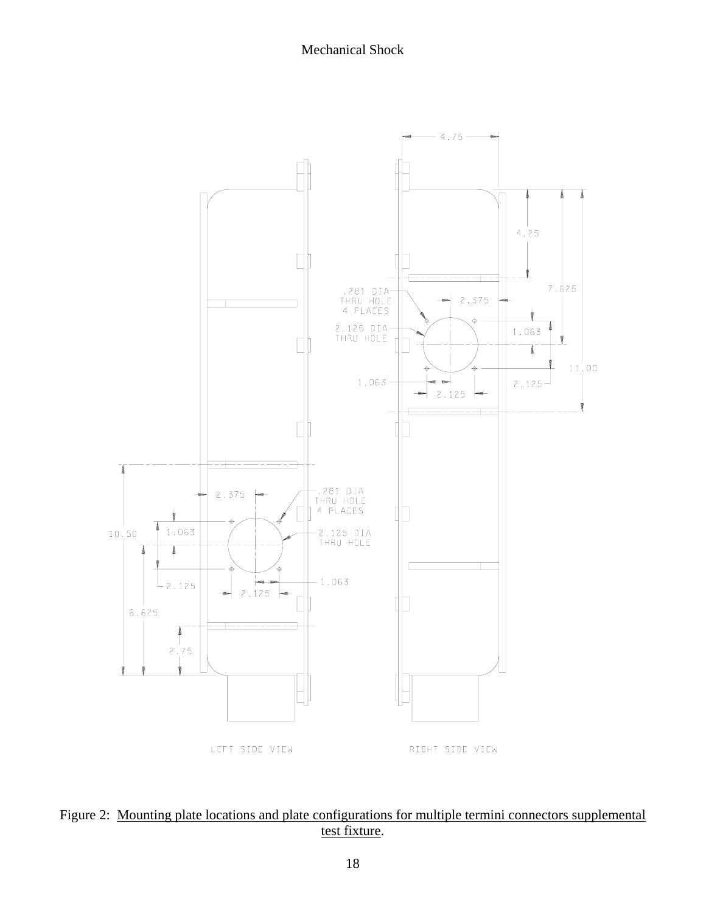Figure 2: Mounting plate locations and plate configurations for multiple termini connectors supplemental test fixture.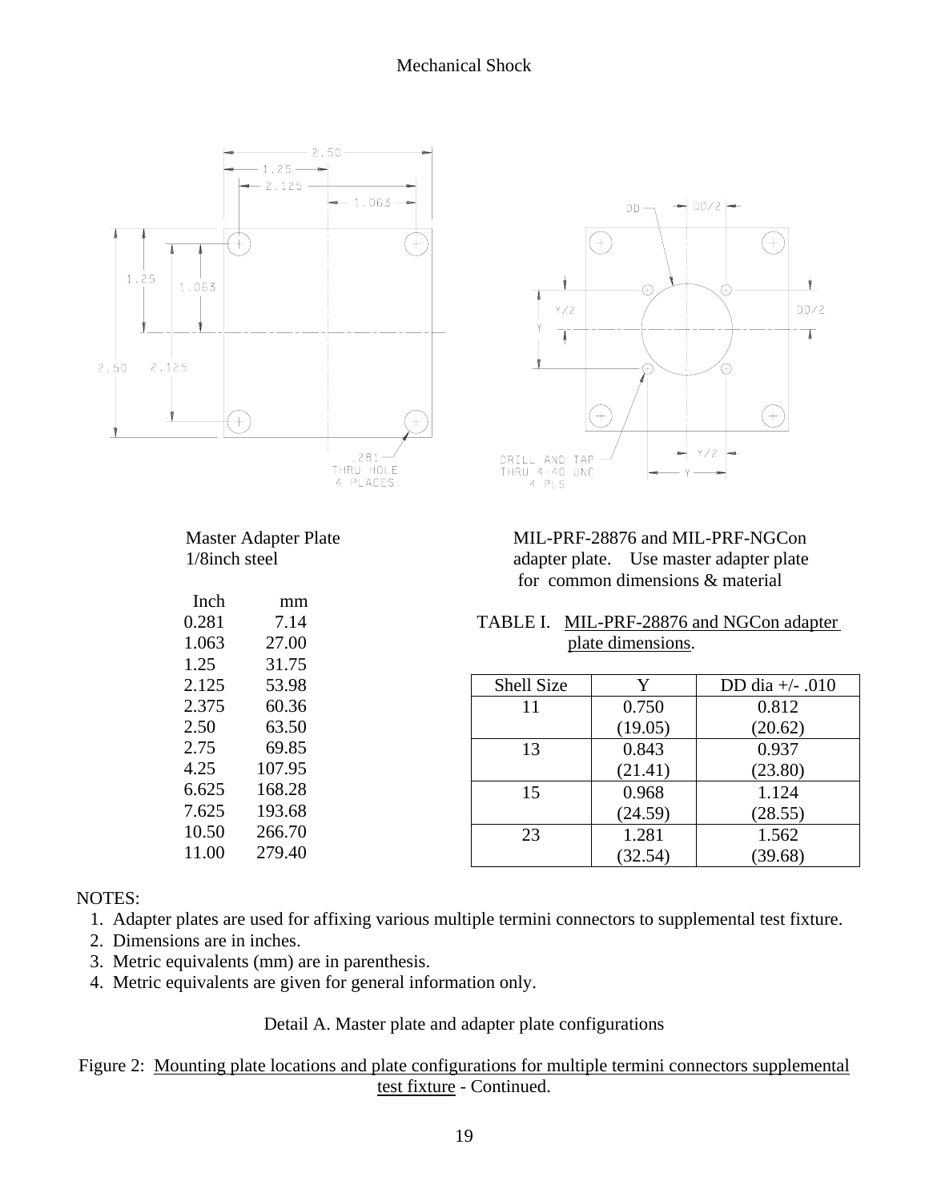Mechanical Shock

Master Adapter Plate
1/8inch steel

| Inch | mm |
|---|---|
| 0.281 | 7.14 |
| 1.063 | 27.00 |
| 1.25 | 31.75 |
| 2.125 | 53.98 |
| 2.375 | 60.36 |
| 2.50 | 63.50 |
| 2.75 | 69.85 |
| 4.25 | 107.95 |
| 6.625 | 168.28 |
| 7.625 | 193.68 |
| 10.50 | 266.70 |
| 11.00 | 279.40 |

MIL-PRF-28876 and MIL-PRF-NGCon adapter plate. Use master adapter plate for common dimensions & material

TABLE I. MIL-PRF-28876 and NGCon adapter plate dimensions.

| Shell Size | Y | DD dia +/- .010 |
|---|---|---|
| 11 | 0.750 (19.05) | 0.812 (20.62) |
| 13 | 0.843 (21.41) | 0.937 (23.80) |
| 15 | 0.968 (24.59) | 1.124 (28.55) |
| 23 | 1.281 (32.54) | 1.562 (39.68) |

NOTES:
1. Adapter plates are used for affixing various multiple termini connectors to supplemental test fixture.
2. Dimensions are in inches.
3. Metric equivalents (mm) are in parenthesis.
4. Metric equivalents are given for general information only.

Detail A. Master plate and adapter plate configurations

Figure 2: Mounting plate locations and plate configurations for multiple termini connectors supplemental test fixture - Continued.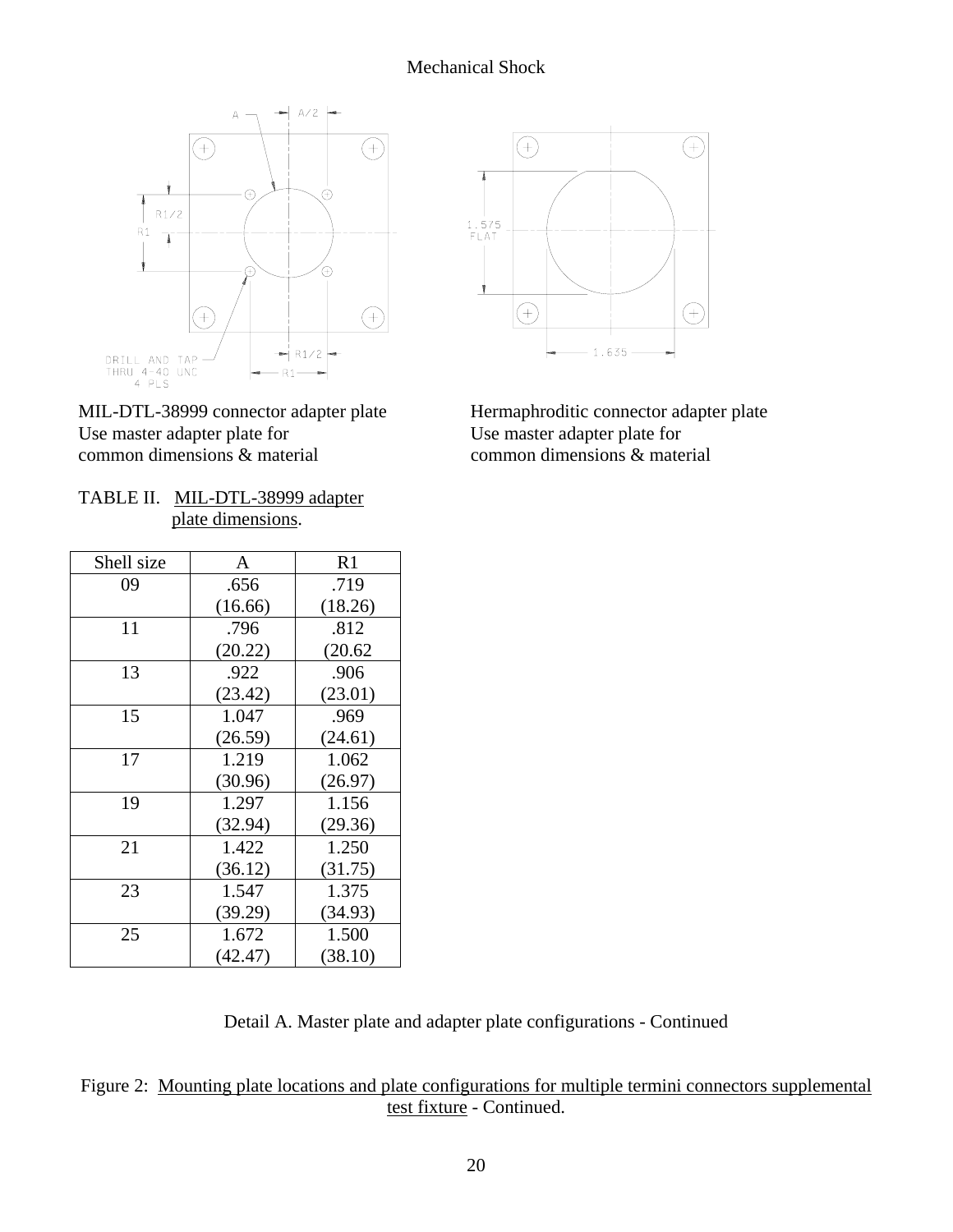Mechanical Shock

MIL-DTL-38999 connector adapter plate
Use master adapter plate for
common dimensions & material

Hermaphroditic connector adapter plate
Use master adapter plate for
common dimensions & material

TABLE II. MIL-DTL-38999 adapter plate dimensions.

| Shell size | A | R1 |
|---|---|---|
| 09 | .656 (16.66) | .719 (18.26) |
| 11 | .796 (20.22) | .812 (20.62 |
| 13 | .922 (23.42) | .906 (23.01) |
| 15 | 1.047 (26.59) | .969 (24.61) |
| 17 | 1.219 (30.96) | 1.062 (26.97) |
| 19 | 1.297 (32.94) | 1.156 (29.36) |
| 21 | 1.422 (36.12) | 1.250 (31.75) |
| 23 | 1.547 (39.29) | 1.375 (34.93) |
| 25 | 1.672 (42.47) | 1.500 (38.10) |

Detail A. Master plate and adapter plate configurations - Continued

Figure 2: Mounting plate locations and plate configurations for multiple termini connectors supplemental test fixture - Continued.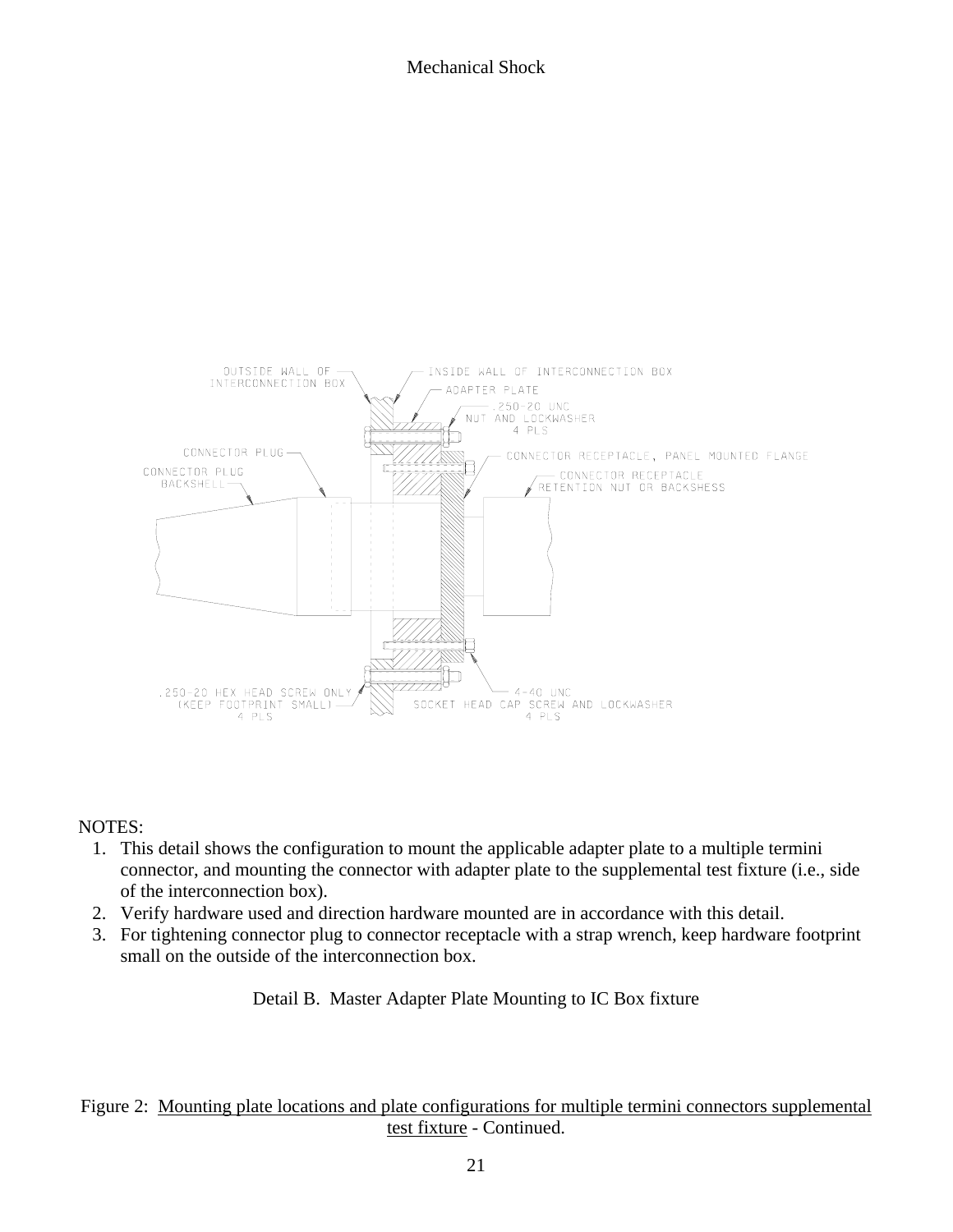NOTES:

1. This detail shows the configuration to mount the applicable adapter plate to a multiple termini connector, and mounting the connector with adapter plate to the supplemental test fixture (i.e., side of the interconnection box).
2. Verify hardware used and direction hardware mounted are in accordance with this detail.
3. For tightening connector plug to connector receptacle with a strap wrench, keep hardware footprint small on the outside of the interconnection box.

Detail B. Master Adapter Plate Mounting to IC Box fixture

Figure 2: Mounting plate locations and plate configurations for multiple termini connectors supplemental test fixture - Continued.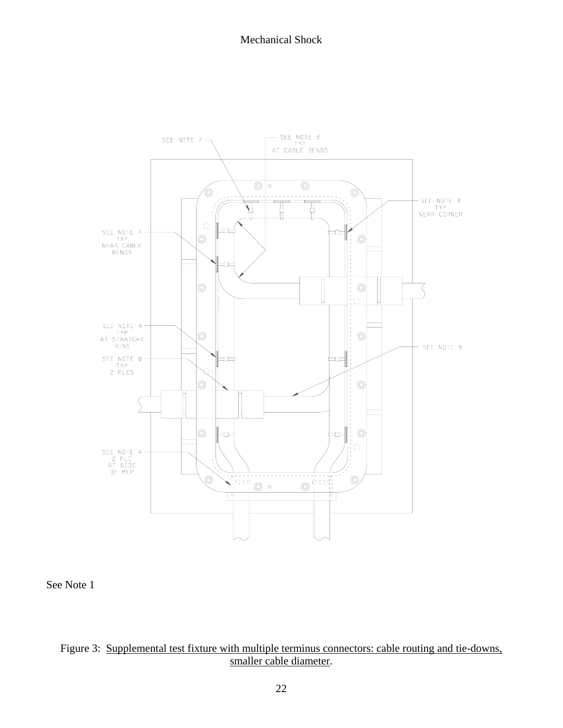SEE NOTE 7

SEE NOTE 3
TYP
AT CABLE BENDS

SEE NOTE 4
TYP
NEAR CORNER

SEE NOTE 4
TYP
NEAR CABLE
BENDS

SEE NOTE 4
TYP
AT STRAIGHT
RUNS

SEE NOTE 9

SEE NOTE 8
TYP
2 PLCS

SEE NOTE 4
2 PLC
AT SIDE
OF MCP

See Note 1

Figure 3: Supplemental test fixture with multiple terminus connectors: cable routing and tie-downs, smaller cable diameter.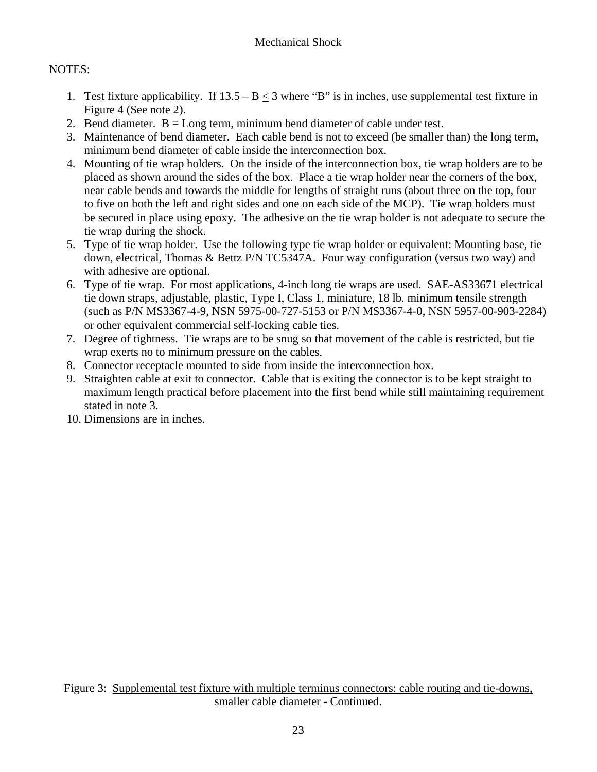Mechanical Shock

NOTES:

1. Test fixture applicability. If 13.5 – B ≤ 3 where "B" is in inches, use supplemental test fixture in Figure 4 (See note 2).
2. Bend diameter. B = Long term, minimum bend diameter of cable under test.
3. Maintenance of bend diameter. Each cable bend is not to exceed (be smaller than) the long term, minimum bend diameter of cable inside the interconnection box.
4. Mounting of tie wrap holders. On the inside of the interconnection box, tie wrap holders are to be placed as shown around the sides of the box. Place a tie wrap holder near the corners of the box, near cable bends and towards the middle for lengths of straight runs (about three on the top, four to five on both the left and right sides and one on each side of the MCP). Tie wrap holders must be secured in place using epoxy. The adhesive on the tie wrap holder is not adequate to secure the tie wrap during the shock.
5. Type of tie wrap holder. Use the following type tie wrap holder or equivalent: Mounting base, tie down, electrical, Thomas & Bettz P/N TC5347A. Four way configuration (versus two way) and with adhesive are optional.
6. Type of tie wrap. For most applications, 4-inch long tie wraps are used. SAE-AS33671 electrical tie down straps, adjustable, plastic, Type I, Class 1, miniature, 18 lb. minimum tensile strength (such as P/N MS3367-4-9, NSN 5975-00-727-5153 or P/N MS3367-4-0, NSN 5957-00-903-2284) or other equivalent commercial self-locking cable ties.
7. Degree of tightness. Tie wraps are to be snug so that movement of the cable is restricted, but tie wrap exerts no to minimum pressure on the cables.
8. Connector receptacle mounted to side from inside the interconnection box.
9. Straighten cable at exit to connector. Cable that is exiting the connector is to be kept straight to maximum length practical before placement into the first bend while still maintaining requirement stated in note 3.
10. Dimensions are in inches.

Figure 3: Supplemental test fixture with multiple terminus connectors: cable routing and tie-downs, smaller cable diameter - Continued.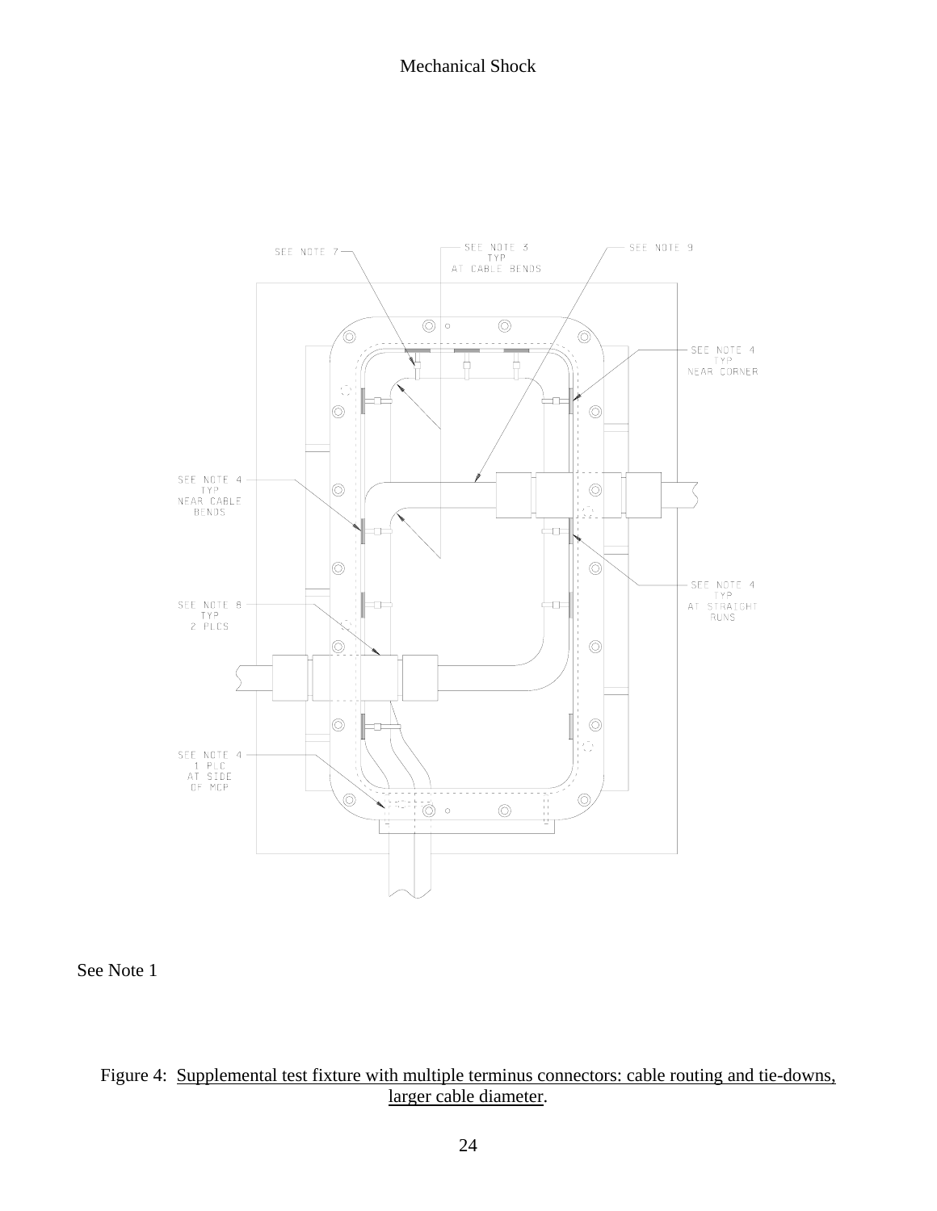Mechanical Shock

SEE NOTE 7

SEE NOTE 3
TYP
AT CABLE BENDS

SEE NOTE 9

SEE NOTE 4
TYP
NEAR CORNER

SEE NOTE 4
TYP
NEAR CABLE
BENDS

SEE NOTE 4
TYP
AT STRAIGHT
RUNS

SEE NOTE 8
TYP
2 PLCS

SEE NOTE 4
1 PLC
AT SIDE
OF MCP

See Note 1

Figure 4: Supplemental test fixture with multiple terminus connectors: cable routing and tie-downs, larger cable diameter.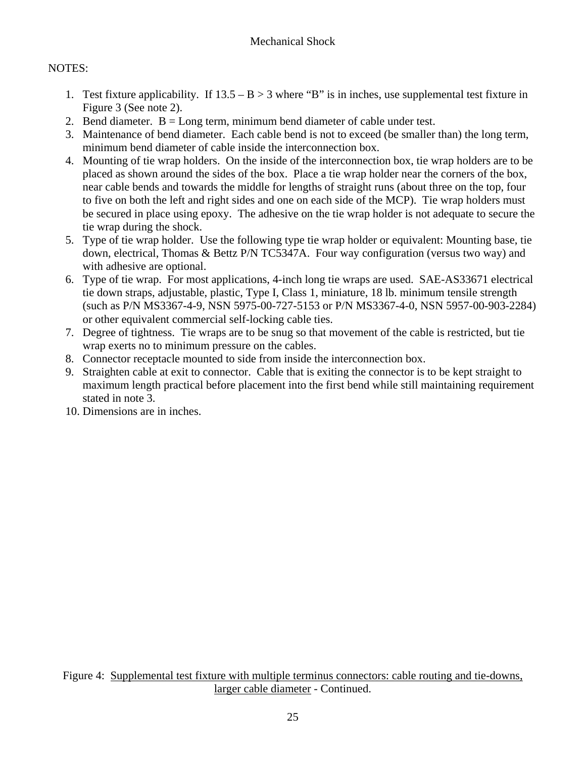NOTES:

1. Test fixture applicability. If 13.5 – B > 3 where "B" is in inches, use supplemental test fixture in Figure 3 (See note 2).
2. Bend diameter. B = Long term, minimum bend diameter of cable under test.
3. Maintenance of bend diameter. Each cable bend is not to exceed (be smaller than) the long term, minimum bend diameter of cable inside the interconnection box.
4. Mounting of tie wrap holders. On the inside of the interconnection box, tie wrap holders are to be placed as shown around the sides of the box. Place a tie wrap holder near the corners of the box, near cable bends and towards the middle for lengths of straight runs (about three on the top, four to five on both the left and right sides and one on each side of the MCP). Tie wrap holders must be secured in place using epoxy. The adhesive on the tie wrap holder is not adequate to secure the tie wrap during the shock.
5. Type of tie wrap holder. Use the following type tie wrap holder or equivalent: Mounting base, tie down, electrical, Thomas & Bettz P/N TC5347A. Four way configuration (versus two way) and with adhesive are optional.
6. Type of tie wrap. For most applications, 4-inch long tie wraps are used. SAE-AS33671 electrical tie down straps, adjustable, plastic, Type I, Class 1, miniature, 18 lb. minimum tensile strength (such as P/N MS3367-4-9, NSN 5975-00-727-5153 or P/N MS3367-4-0, NSN 5957-00-903-2284) or other equivalent commercial self-locking cable ties.
7. Degree of tightness. Tie wraps are to be snug so that movement of the cable is restricted, but tie wrap exerts no to minimum pressure on the cables.
8. Connector receptacle mounted to side from inside the interconnection box.
9. Straighten cable at exit to connector. Cable that is exiting the connector is to be kept straight to maximum length practical before placement into the first bend while still maintaining requirement stated in note 3.
10. Dimensions are in inches.

Figure 4: Supplemental test fixture with multiple terminus connectors: cable routing and tie-downs, larger cable diameter - Continued.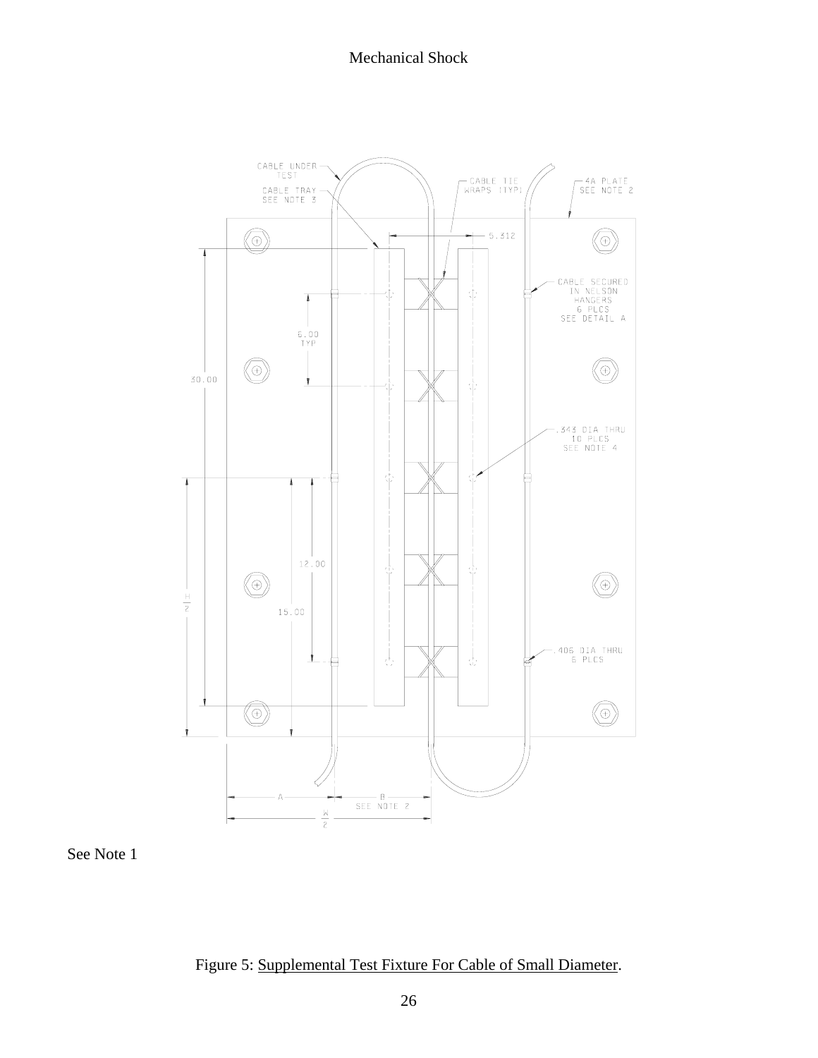See Note 1

Figure 5: Supplemental Test Fixture For Cable of Small Diameter.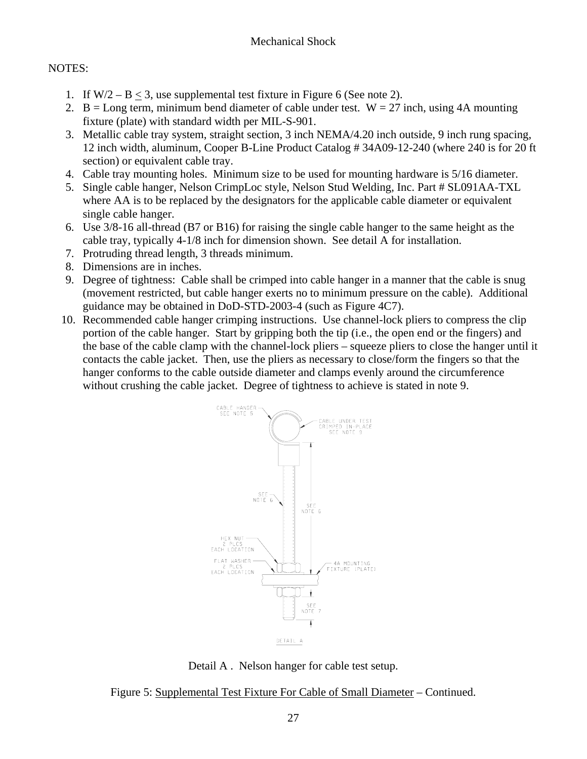NOTES:

1. If W/2 – B ≤ 3, use supplemental test fixture in Figure 6 (See note 2).
2. B = Long term, minimum bend diameter of cable under test. W = 27 inch, using 4A mounting fixture (plate) with standard width per MIL-S-901.
3. Metallic cable tray system, straight section, 3 inch NEMA/4.20 inch outside, 9 inch rung spacing, 12 inch width, aluminum, Cooper B-Line Product Catalog # 34A09-12-240 (where 240 is for 20 ft section) or equivalent cable tray.
4. Cable tray mounting holes. Minimum size to be used for mounting hardware is 5/16 diameter.
5. Single cable hanger, Nelson CrimpLoc style, Nelson Stud Welding, Inc. Part # SL091AA-TXL where AA is to be replaced by the designators for the applicable cable diameter or equivalent single cable hanger.
6. Use 3/8-16 all-thread (B7 or B16) for raising the single cable hanger to the same height as the cable tray, typically 4-1/8 inch for dimension shown. See detail A for installation.
7. Protruding thread length, 3 threads minimum.
8. Dimensions are in inches.
9. Degree of tightness: Cable shall be crimped into cable hanger in a manner that the cable is snug (movement restricted, but cable hanger exerts no to minimum pressure on the cable). Additional guidance may be obtained in DoD-STD-2003-4 (such as Figure 4C7).
10. Recommended cable hanger crimping instructions. Use channel-lock pliers to compress the clip portion of the cable hanger. Start by gripping both the tip (i.e., the open end or the fingers) and the base of the cable clamp with the channel-lock pliers – squeeze pliers to close the hanger until it contacts the cable jacket. Then, use the pliers as necessary to close/form the fingers so that the hanger conforms to the cable outside diameter and clamps evenly around the circumference without crushing the cable jacket. Degree of tightness to achieve is stated in note 9.

CABLE HANGER SEE NOTE 5

CABLE UNDER TEST CRIMPED IN-PLACE SEE NOTE 9

SEE NOTE 6

SEE NOTE 6

HEX NUT 2 PLCS EACH LOCATION

FLAT WASHER 2 PLCS EACH LOCATION

4A MOUNTING FIXTURE (PLATE)

SEE NOTE 7

DETAIL A

Detail A . Nelson hanger for cable test setup.

Figure 5: Supplemental Test Fixture For Cable of Small Diameter – Continued.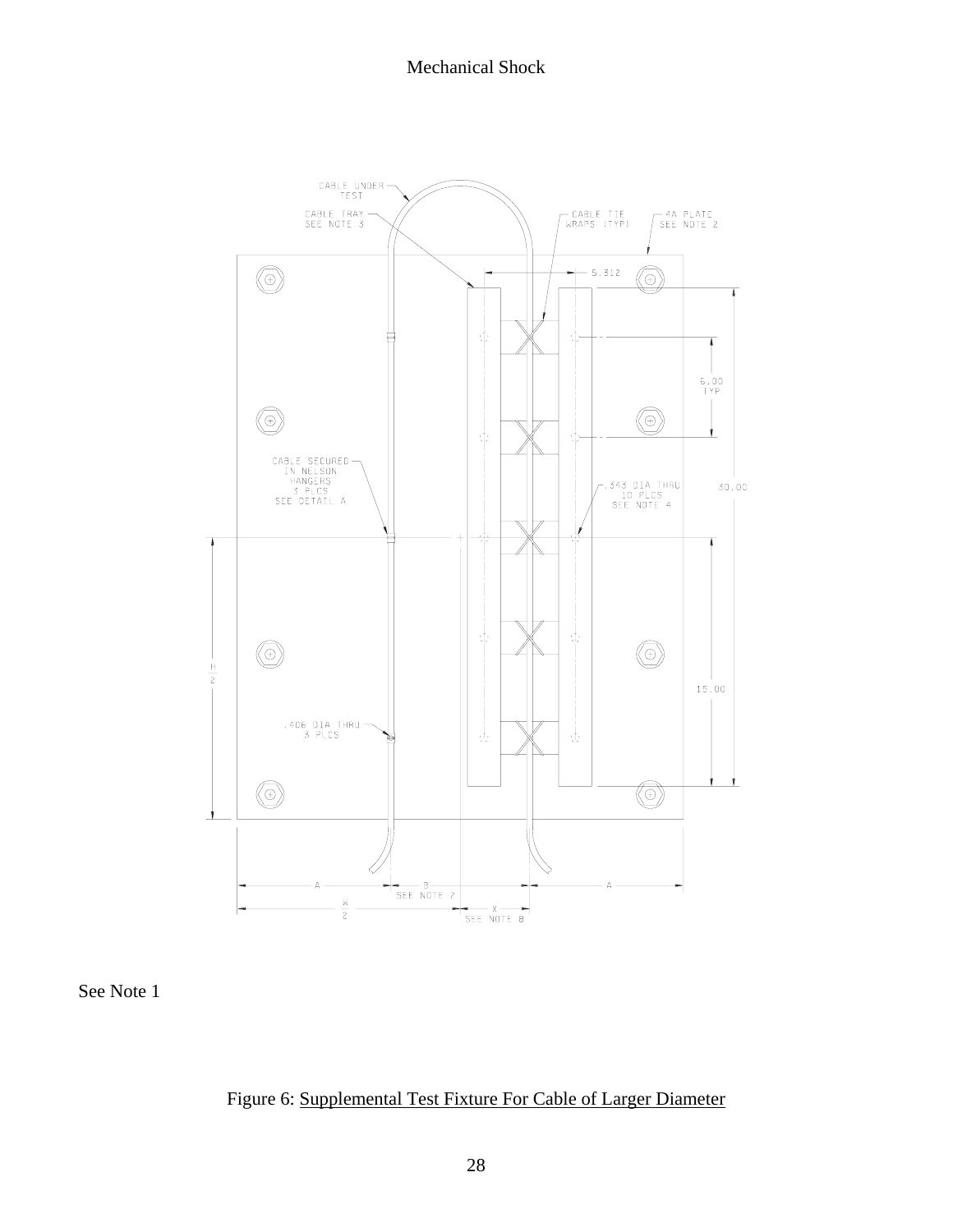# Mechanical Shock

CABLE UNDER TEST

CABLE TRAY SEE NOTE 3

CABLE TIE WRAPS (TYP)

4A PLATE SEE NOTE 2

5.312

6.00 TYP

CABLE SECURED IN NELSON HANGERS 3 PLCS SEE DETAIL A

.343 DIA THRU 10 PLCS SEE NOTE 4

30.00

H/2

15.00

.406 DIA THRU 3 PLCS

A

B SEE NOTE 2

A

W/2

X SEE NOTE 8

See Note 1

Figure 6: Supplemental Test Fixture For Cable of Larger Diameter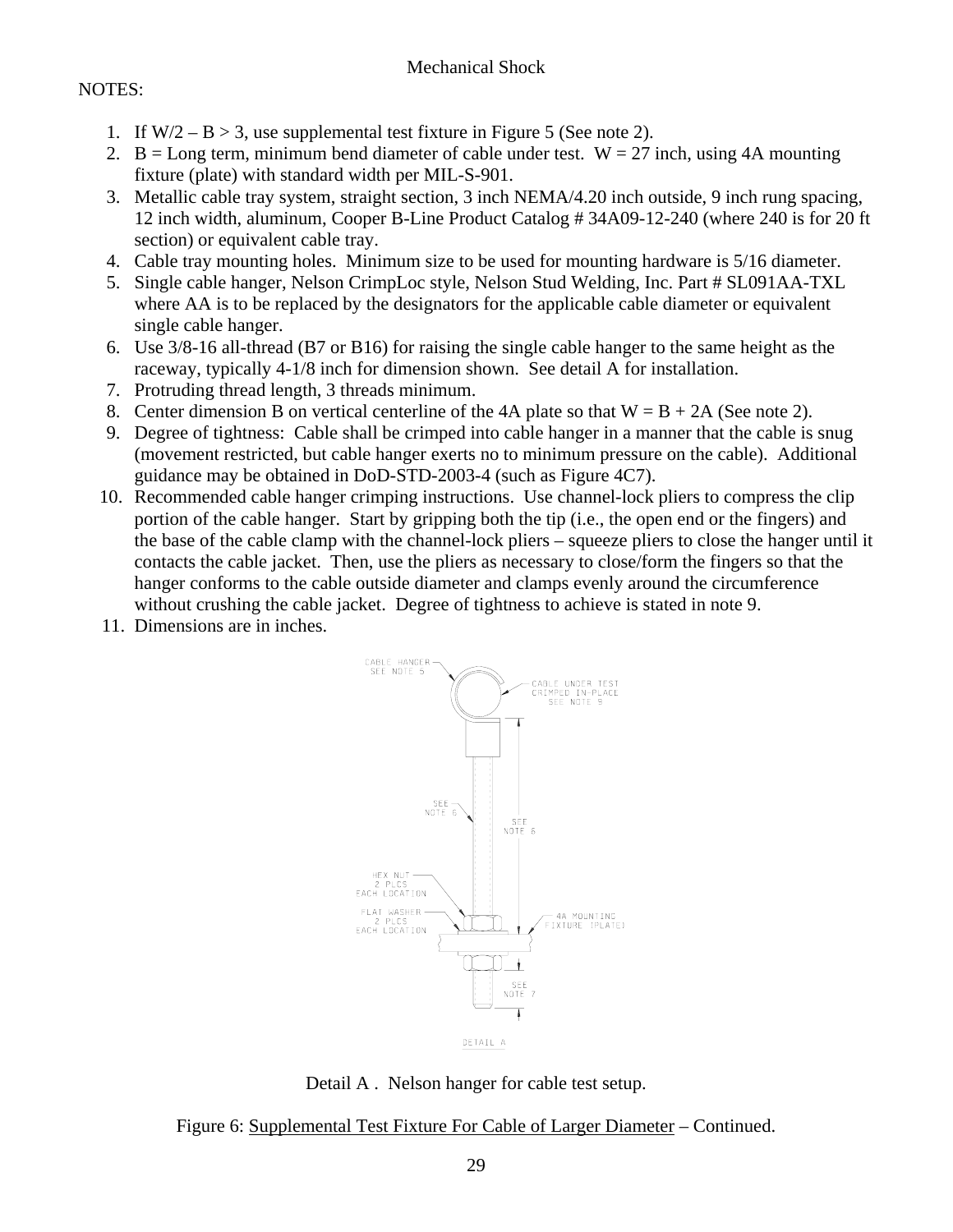NOTES:

1. If W/2 – B > 3, use supplemental test fixture in Figure 5 (See note 2).
2. B = Long term, minimum bend diameter of cable under test. W = 27 inch, using 4A mounting fixture (plate) with standard width per MIL-S-901.
3. Metallic cable tray system, straight section, 3 inch NEMA/4.20 inch outside, 9 inch rung spacing, 12 inch width, aluminum, Cooper B-Line Product Catalog # 34A09-12-240 (where 240 is for 20 ft section) or equivalent cable tray.
4. Cable tray mounting holes. Minimum size to be used for mounting hardware is 5/16 diameter.
5. Single cable hanger, Nelson CrimpLoc style, Nelson Stud Welding, Inc. Part # SL091AA-TXL where AA is to be replaced by the designators for the applicable cable diameter or equivalent single cable hanger.
6. Use 3/8-16 all-thread (B7 or B16) for raising the single cable hanger to the same height as the raceway, typically 4-1/8 inch for dimension shown. See detail A for installation.
7. Protruding thread length, 3 threads minimum.
8. Center dimension B on vertical centerline of the 4A plate so that W = B + 2A (See note 2).
9. Degree of tightness: Cable shall be crimped into cable hanger in a manner that the cable is snug (movement restricted, but cable hanger exerts no to minimum pressure on the cable). Additional guidance may be obtained in DoD-STD-2003-4 (such as Figure 4C7).
10. Recommended cable hanger crimping instructions. Use channel-lock pliers to compress the clip portion of the cable hanger. Start by gripping both the tip (i.e., the open end or the fingers) and the base of the cable clamp with the channel-lock pliers – squeeze pliers to close the hanger until it contacts the cable jacket. Then, use the pliers as necessary to close/form the fingers so that the hanger conforms to the cable outside diameter and clamps evenly around the circumference without crushing the cable jacket. Degree of tightness to achieve is stated in note 9.
11. Dimensions are in inches.

CABLE HANGER SEE NOTE 5

CABLE UNDER TEST CRIMPED IN-PLACE SEE NOTE 9

SEE NOTE 6

SEE NOTE 6

HEX NUT 2 PLCS EACH LOCATION

FLAT WASHER 2 PLCS EACH LOCATION

4A MOUNTING FIXTURE (PLATE)

SEE NOTE 7

DETAIL A

Detail A . Nelson hanger for cable test setup.

Figure 6: Supplemental Test Fixture For Cable of Larger Diameter – Continued.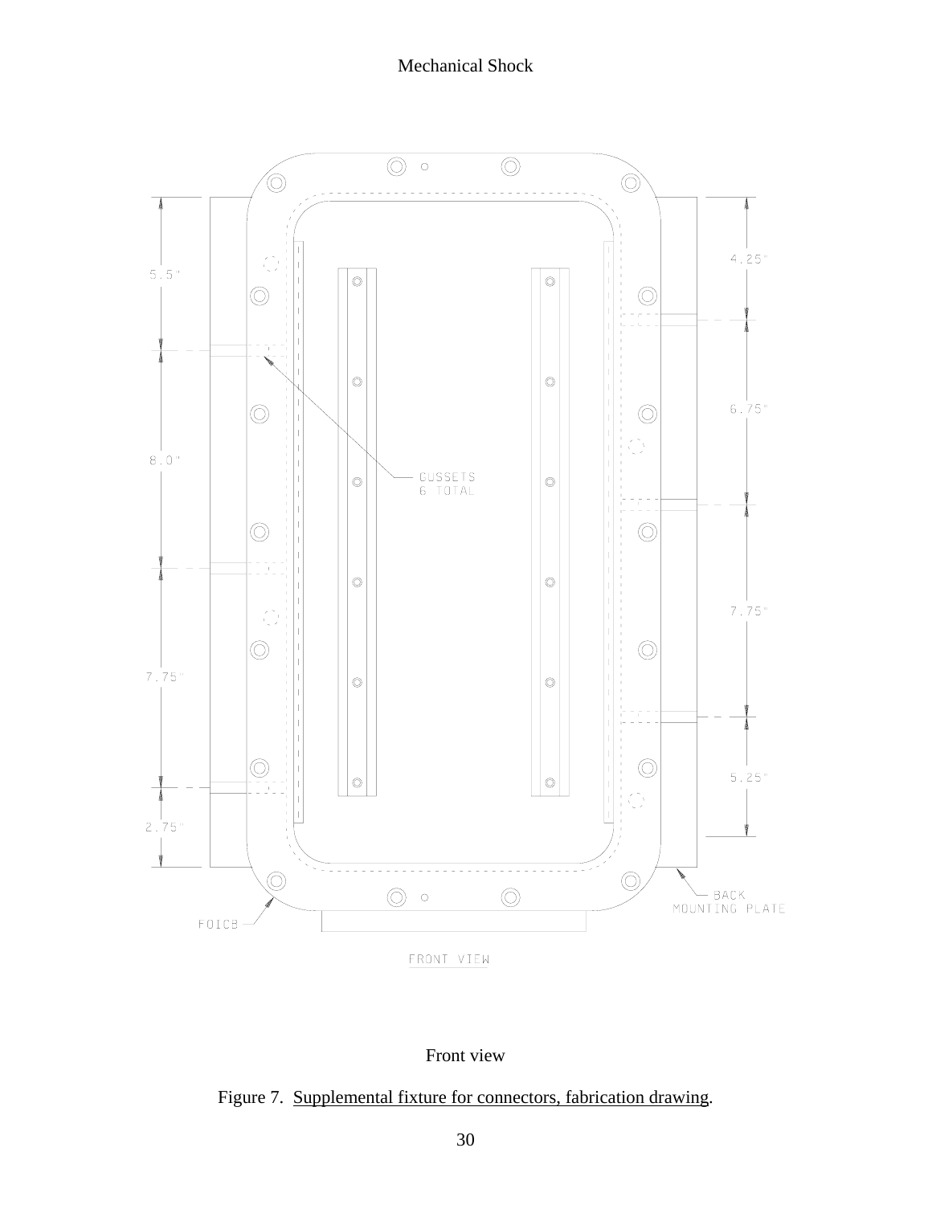5.5"

8.0"

7.75"

2.75"

4.25"

6.75"

7.75"

5.25"

GUSSETS
6 TOTAL

FOICB

BACK
MOUNTING PLATE

FRONT VIEW

Front view

Figure 7. Supplemental fixture for connectors, fabrication drawing.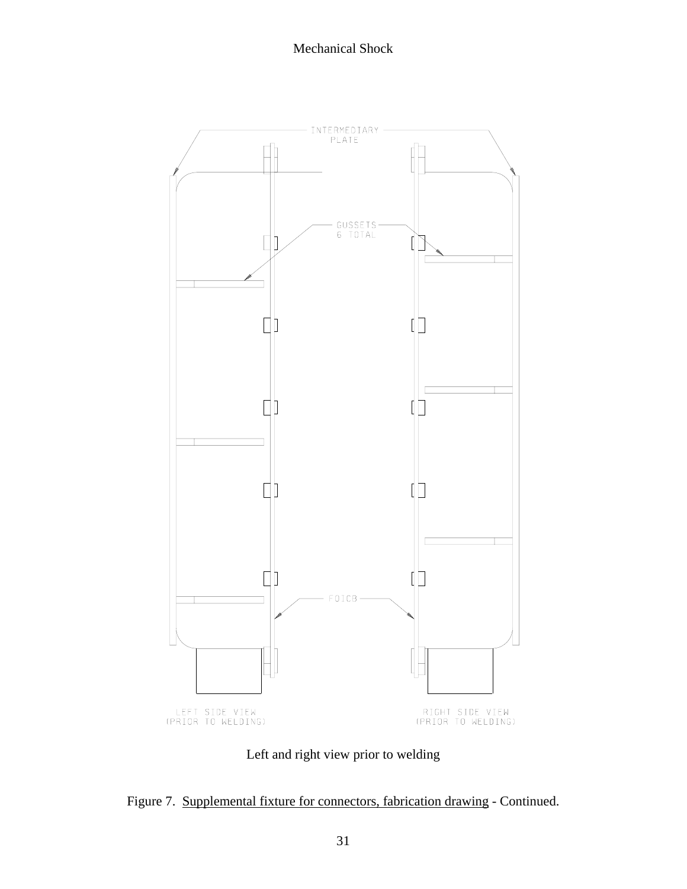INTERMEDIARY PLATE

GUSSETS 6 TOTAL

FDICB

LEFT SIDE VIEW (PRIOR TO WELDING)

RIGHT SIDE VIEW (PRIOR TO WELDING)

Left and right view prior to welding

Figure 7. Supplemental fixture for connectors, fabrication drawing - Continued.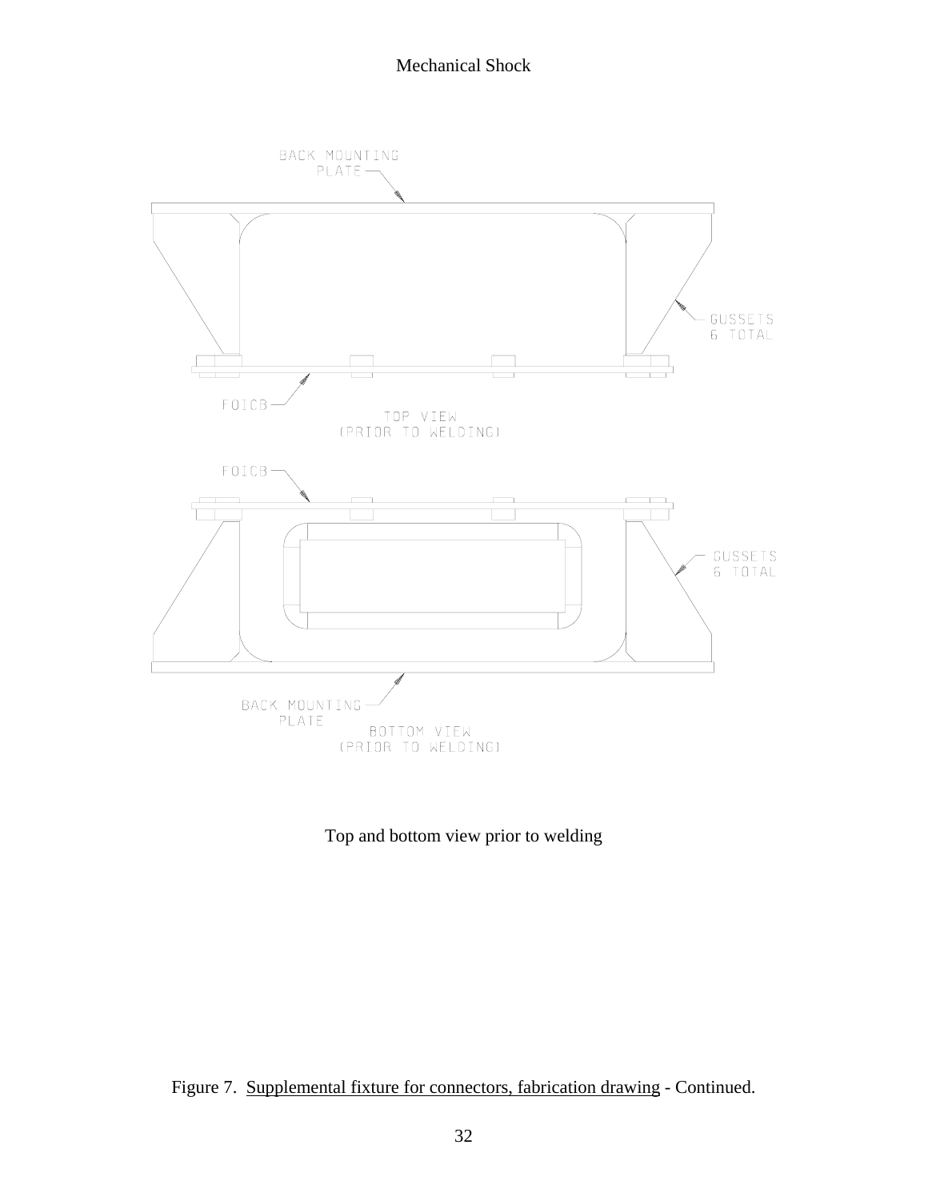BACK MOUNTING PLATE

GUSSETS 6 TOTAL

FOICB

TOP VIEW (PRIOR TO WELDING)

FOICB

GUSSETS 6 TOTAL

BACK MOUNTING PLATE

BOTTOM VIEW (PRIOR TO WELDING)

Top and bottom view prior to welding

Figure 7. Supplemental fixture for connectors, fabrication drawing - Continued.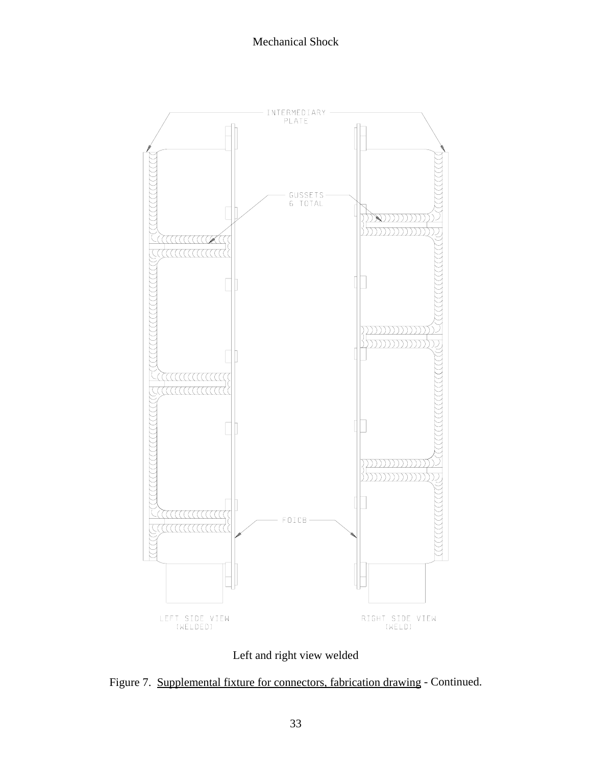Left and right view welded

Figure 7. Supplemental fixture for connectors, fabrication drawing - Continued.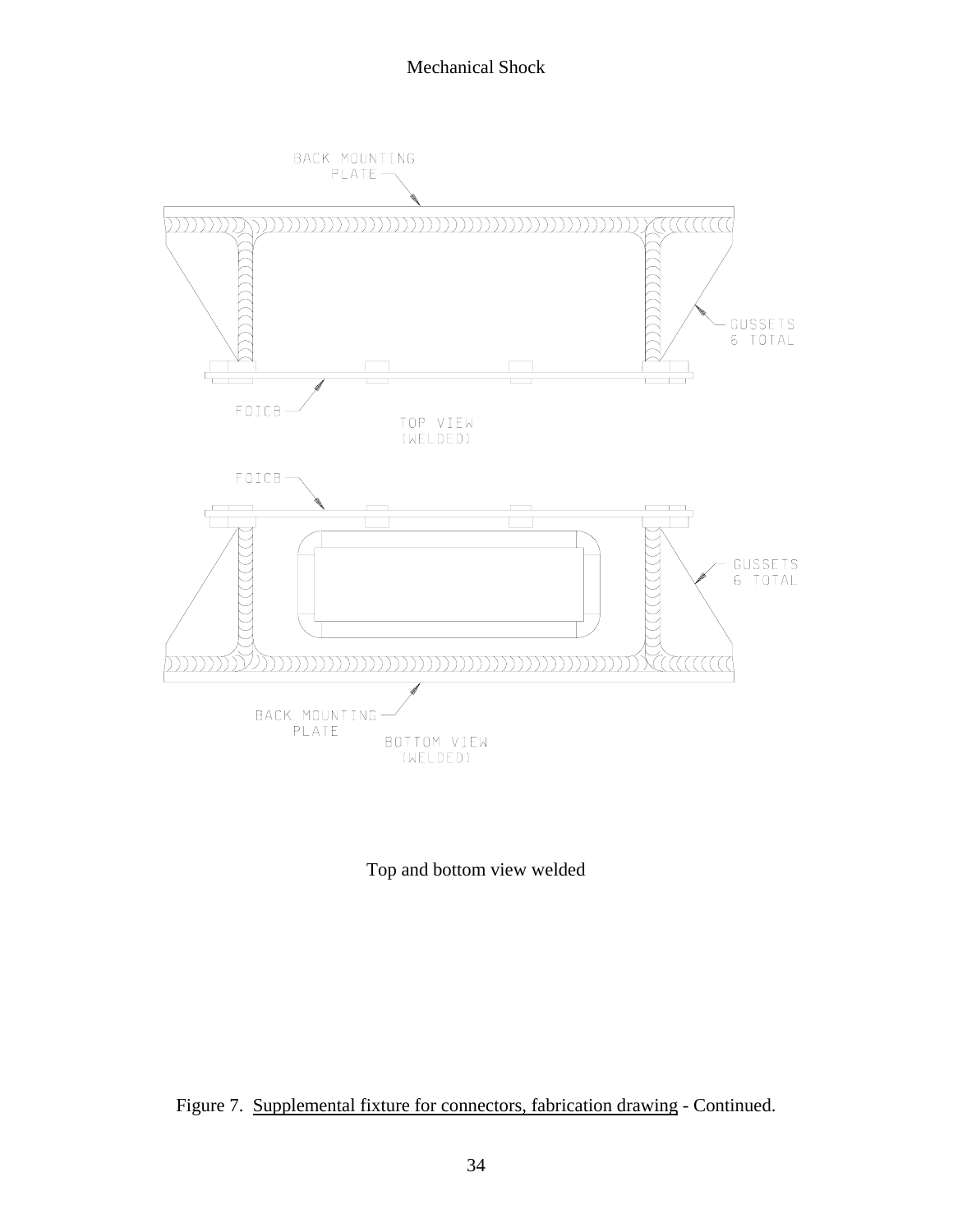BACK MOUNTING PLATE

GUSSETS 6 TOTAL

FOICB

TOP VIEW (WELDED)

FOICB

GUSSETS 6 TOTAL

BACK MOUNTING PLATE

BOTTOM VIEW (WELDED)

Top and bottom view welded

Figure 7. Supplemental fixture for connectors, fabrication drawing - Continued.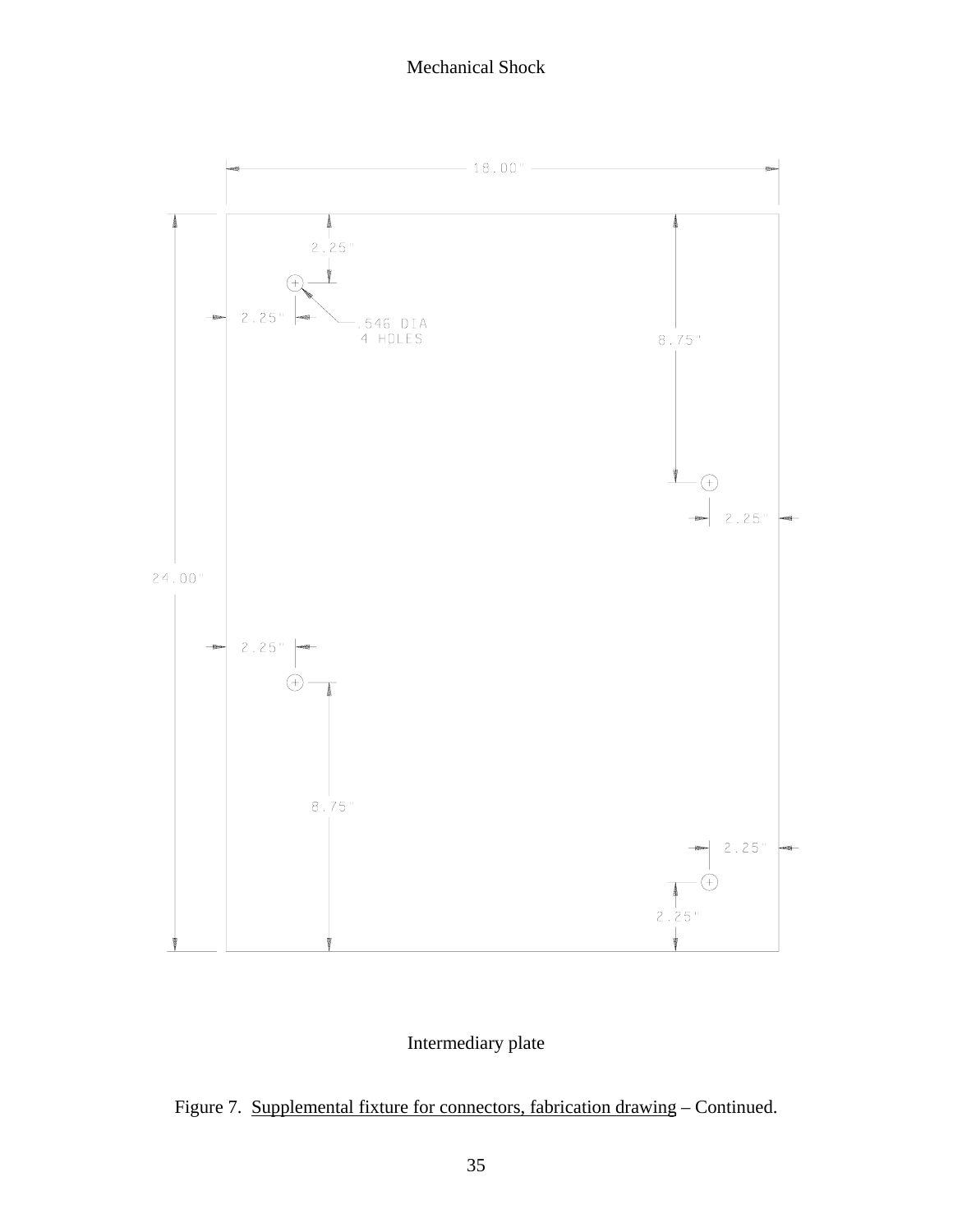18.00"

24.00"

2.25"

2.25"

.546 DIA
4 HOLES

8.75"

2.25"

2.25"

8.75"

2.25"

2.25"

Intermediary plate

Figure 7. Supplemental fixture for connectors, fabrication drawing – Continued.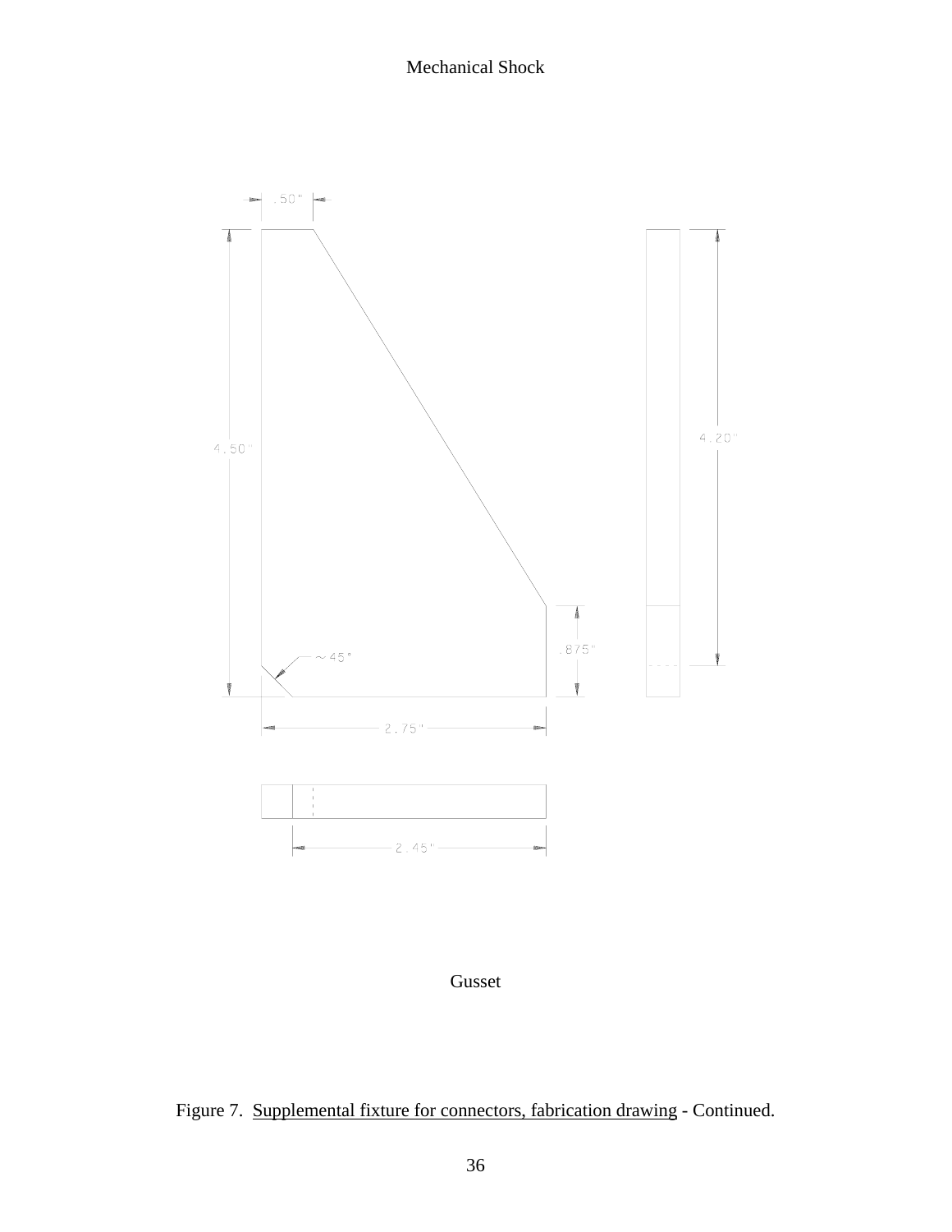.50"

4.50"

4.20"

.875"

~ 45°

2.75"

2.45"

Gusset

Figure 7. Supplemental fixture for connectors, fabrication drawing - Continued.